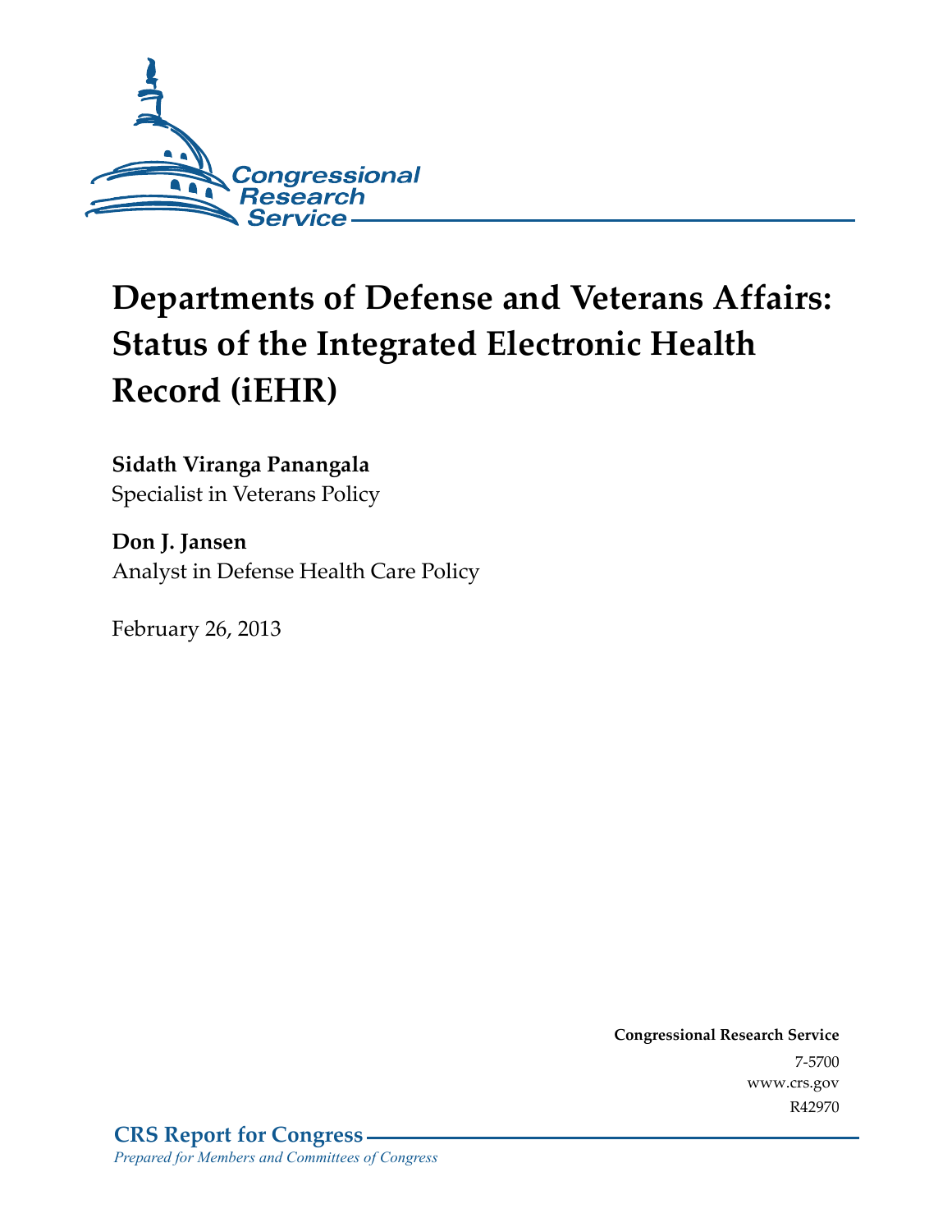Congressional Research Service

# Departments of Defense and Veterans Affairs: Status of the Integrated Electronic Health Record (iEHR)

**Sidath Viranga Panangala**
Specialist in Veterans Policy

**Don J. Jansen**
Analyst in Defense Health Care Policy

February 26, 2013

**Congressional Research Service**
7-5700
www.crs.gov
R42970

**CRS Report for Congress**
*Prepared for Members and Committees of Congress*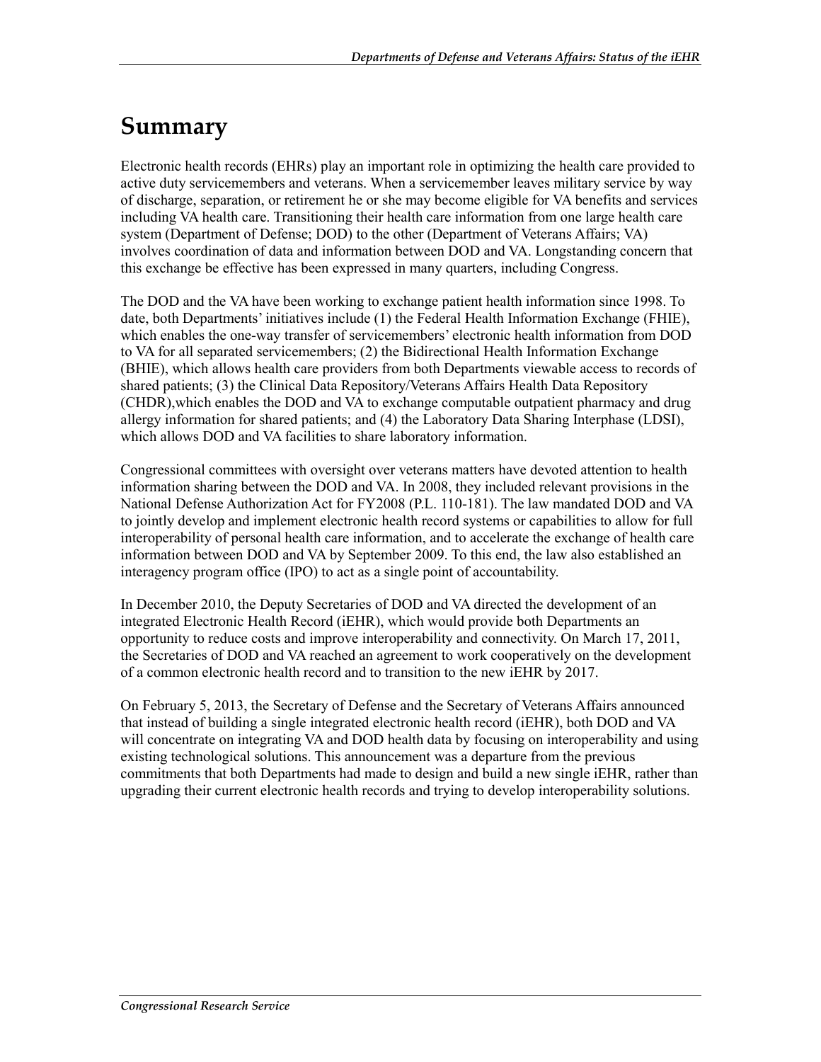# Summary

Electronic health records (EHRs) play an important role in optimizing the health care provided to active duty servicemembers and veterans. When a servicemember leaves military service by way of discharge, separation, or retirement he or she may become eligible for VA benefits and services including VA health care. Transitioning their health care information from one large health care system (Department of Defense; DOD) to the other (Department of Veterans Affairs; VA) involves coordination of data and information between DOD and VA. Longstanding concern that this exchange be effective has been expressed in many quarters, including Congress.

The DOD and the VA have been working to exchange patient health information since 1998. To date, both Departments' initiatives include (1) the Federal Health Information Exchange (FHIE), which enables the one-way transfer of servicemembers' electronic health information from DOD to VA for all separated servicemembers; (2) the Bidirectional Health Information Exchange (BHIE), which allows health care providers from both Departments viewable access to records of shared patients; (3) the Clinical Data Repository/Veterans Affairs Health Data Repository (CHDR),which enables the DOD and VA to exchange computable outpatient pharmacy and drug allergy information for shared patients; and (4) the Laboratory Data Sharing Interphase (LDSI), which allows DOD and VA facilities to share laboratory information.

Congressional committees with oversight over veterans matters have devoted attention to health information sharing between the DOD and VA. In 2008, they included relevant provisions in the National Defense Authorization Act for FY2008 (P.L. 110-181). The law mandated DOD and VA to jointly develop and implement electronic health record systems or capabilities to allow for full interoperability of personal health care information, and to accelerate the exchange of health care information between DOD and VA by September 2009. To this end, the law also established an interagency program office (IPO) to act as a single point of accountability.

In December 2010, the Deputy Secretaries of DOD and VA directed the development of an integrated Electronic Health Record (iEHR), which would provide both Departments an opportunity to reduce costs and improve interoperability and connectivity. On March 17, 2011, the Secretaries of DOD and VA reached an agreement to work cooperatively on the development of a common electronic health record and to transition to the new iEHR by 2017.

On February 5, 2013, the Secretary of Defense and the Secretary of Veterans Affairs announced that instead of building a single integrated electronic health record (iEHR), both DOD and VA will concentrate on integrating VA and DOD health data by focusing on interoperability and using existing technological solutions. This announcement was a departure from the previous commitments that both Departments had made to design and build a new single iEHR, rather than upgrading their current electronic health records and trying to develop interoperability solutions.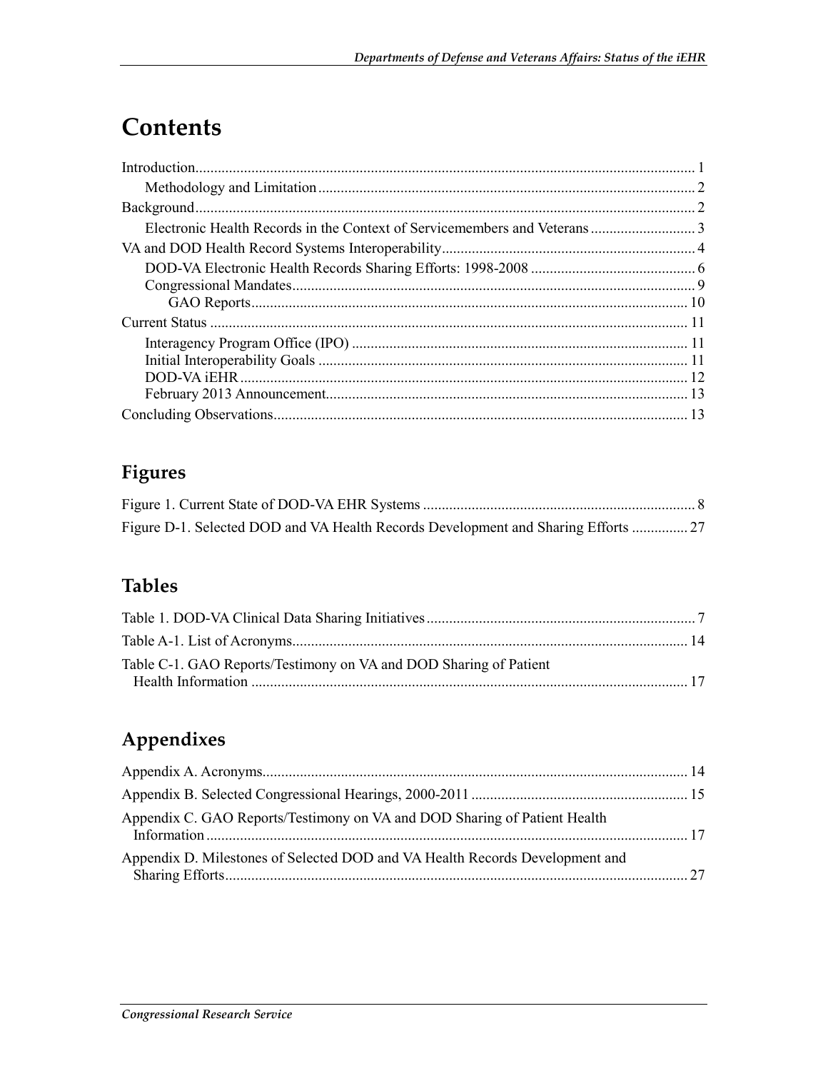# Contents

Introduction ..... 1
  Methodology and Limitation ..... 2
Background ..... 2
  Electronic Health Records in the Context of Servicemembers and Veterans ..... 3
VA and DOD Health Record Systems Interoperability ..... 4
  DOD-VA Electronic Health Records Sharing Efforts: 1998-2008 ..... 6
  Congressional Mandates ..... 9
    GAO Reports ..... 10
Current Status ..... 11
  Interagency Program Office (IPO) ..... 11
  Initial Interoperability Goals ..... 11
  DOD-VA iEHR ..... 12
  February 2013 Announcement ..... 13
Concluding Observations ..... 13

## Figures

Figure 1. Current State of DOD-VA EHR Systems ..... 8
Figure D-1. Selected DOD and VA Health Records Development and Sharing Efforts ..... 27

## Tables

Table 1. DOD-VA Clinical Data Sharing Initiatives ..... 7
Table A-1. List of Acronyms ..... 14
Table C-1. GAO Reports/Testimony on VA and DOD Sharing of Patient Health Information ..... 17

## Appendixes

Appendix A. Acronyms ..... 14
Appendix B. Selected Congressional Hearings, 2000-2011 ..... 15
Appendix C. GAO Reports/Testimony on VA and DOD Sharing of Patient Health Information ..... 17
Appendix D. Milestones of Selected DOD and VA Health Records Development and Sharing Efforts ..... 27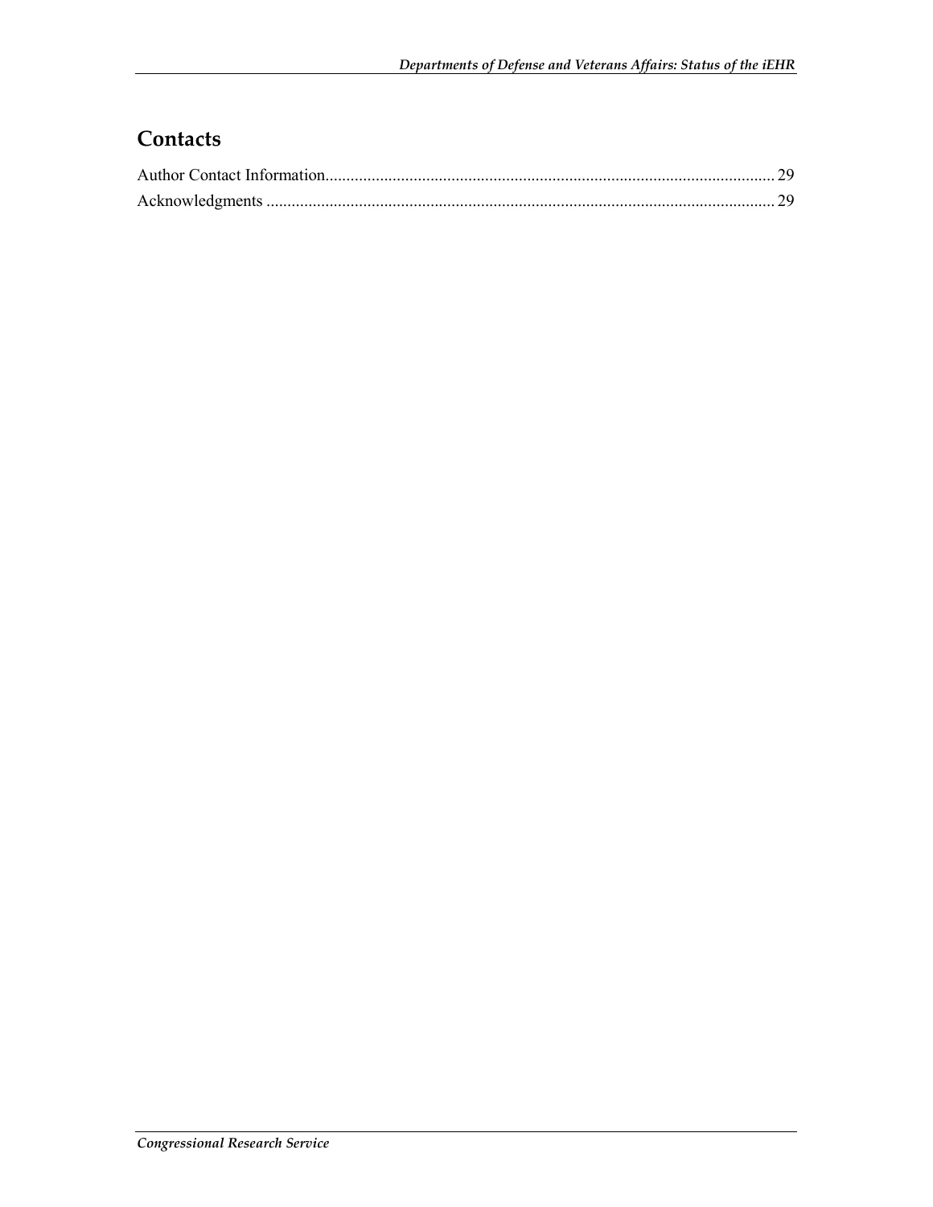## Contacts

Author Contact Information........................................................................................................... 29
Acknowledgments ......................................................................................................................... 29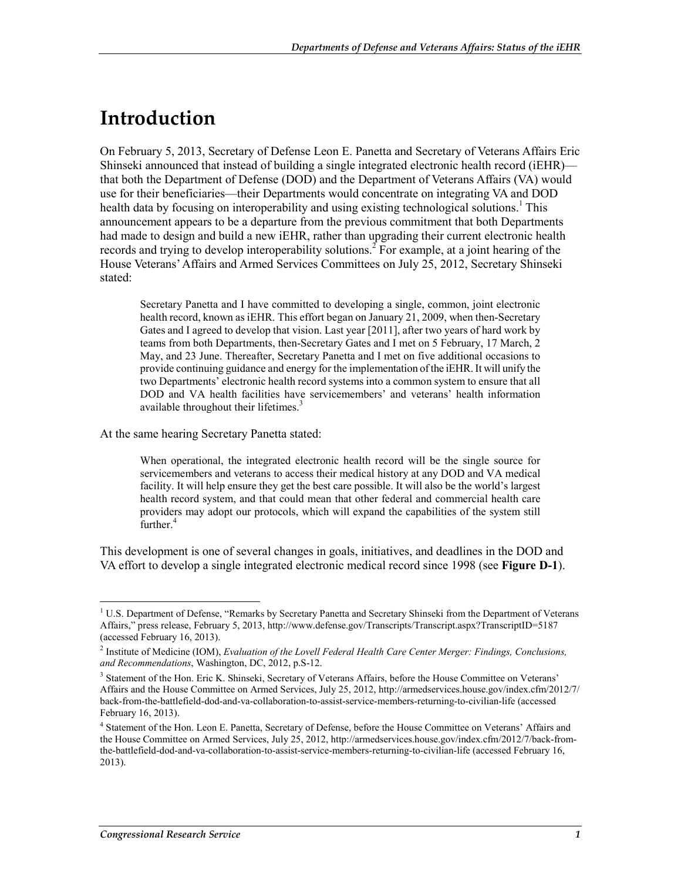# Introduction

On February 5, 2013, Secretary of Defense Leon E. Panetta and Secretary of Veterans Affairs Eric Shinseki announced that instead of building a single integrated electronic health record (iEHR)—that both the Department of Defense (DOD) and the Department of Veterans Affairs (VA) would use for their beneficiaries—their Departments would concentrate on integrating VA and DOD health data by focusing on interoperability and using existing technological solutions.[1] This announcement appears to be a departure from the previous commitment that both Departments had made to design and build a new iEHR, rather than upgrading their current electronic health records and trying to develop interoperability solutions.[2] For example, at a joint hearing of the House Veterans' Affairs and Armed Services Committees on July 25, 2012, Secretary Shinseki stated:

> Secretary Panetta and I have committed to developing a single, common, joint electronic health record, known as iEHR. This effort began on January 21, 2009, when then-Secretary Gates and I agreed to develop that vision. Last year [2011], after two years of hard work by teams from both Departments, then-Secretary Gates and I met on 5 February, 17 March, 2 May, and 23 June. Thereafter, Secretary Panetta and I met on five additional occasions to provide continuing guidance and energy for the implementation of the iEHR. It will unify the two Departments' electronic health record systems into a common system to ensure that all DOD and VA health facilities have servicemembers' and veterans' health information available throughout their lifetimes.[3]

At the same hearing Secretary Panetta stated:

> When operational, the integrated electronic health record will be the single source for servicemembers and veterans to access their medical history at any DOD and VA medical facility. It will help ensure they get the best care possible. It will also be the world's largest health record system, and that could mean that other federal and commercial health care providers may adopt our protocols, which will expand the capabilities of the system still further.[4]

This development is one of several changes in goals, initiatives, and deadlines in the DOD and VA effort to develop a single integrated electronic medical record since 1998 (see **Figure D-1**).

---

[1] U.S. Department of Defense, "Remarks by Secretary Panetta and Secretary Shinseki from the Department of Veterans Affairs," press release, February 5, 2013, http://www.defense.gov/Transcripts/Transcript.aspx?TranscriptID=5187 (accessed February 16, 2013).

[2] Institute of Medicine (IOM), *Evaluation of the Lovell Federal Health Care Center Merger: Findings, Conclusions, and Recommendations*, Washington, DC, 2012, p.S-12.

[3] Statement of the Hon. Eric K. Shinseki, Secretary of Veterans Affairs, before the House Committee on Veterans' Affairs and the House Committee on Armed Services, July 25, 2012, http://armedservices.house.gov/index.cfm/2012/7/back-from-the-battlefield-dod-and-va-collaboration-to-assist-service-members-returning-to-civilian-life (accessed February 16, 2013).

[4] Statement of the Hon. Leon E. Panetta, Secretary of Defense, before the House Committee on Veterans' Affairs and the House Committee on Armed Services, July 25, 2012, http://armedservices.house.gov/index.cfm/2012/7/back-from-the-battlefield-dod-and-va-collaboration-to-assist-service-members-returning-to-civilian-life (accessed February 16, 2013).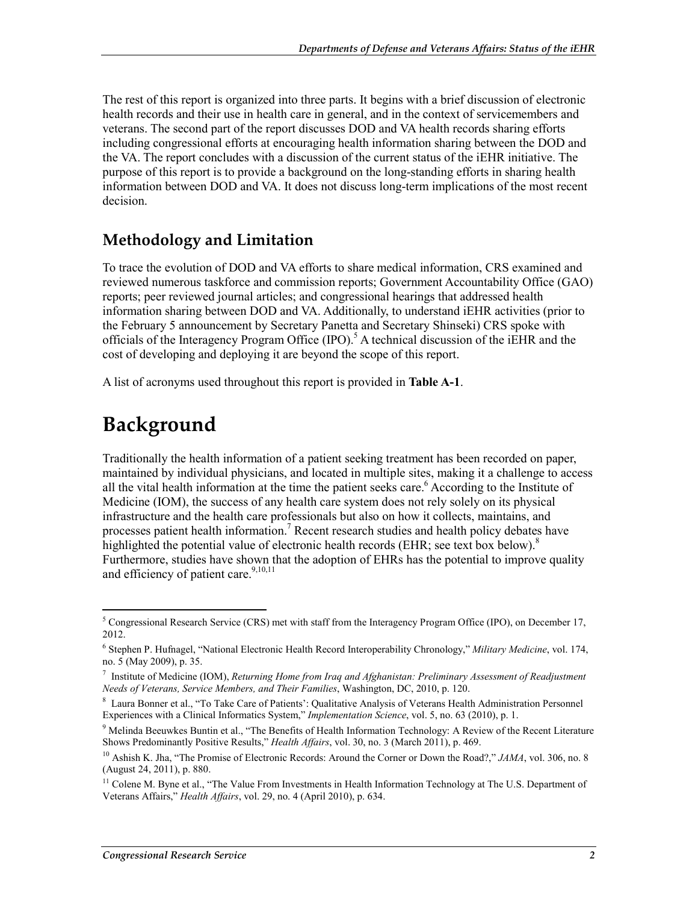The rest of this report is organized into three parts. It begins with a brief discussion of electronic health records and their use in health care in general, and in the context of servicemembers and veterans. The second part of the report discusses DOD and VA health records sharing efforts including congressional efforts at encouraging health information sharing between the DOD and the VA. The report concludes with a discussion of the current status of the iEHR initiative. The purpose of this report is to provide a background on the long-standing efforts in sharing health information between DOD and VA. It does not discuss long-term implications of the most recent decision.

## Methodology and Limitation

To trace the evolution of DOD and VA efforts to share medical information, CRS examined and reviewed numerous taskforce and commission reports; Government Accountability Office (GAO) reports; peer reviewed journal articles; and congressional hearings that addressed health information sharing between DOD and VA. Additionally, to understand iEHR activities (prior to the February 5 announcement by Secretary Panetta and Secretary Shinseki) CRS spoke with officials of the Interagency Program Office (IPO).[5] A technical discussion of the iEHR and the cost of developing and deploying it are beyond the scope of this report.

A list of acronyms used throughout this report is provided in **Table A-1**.

# Background

Traditionally the health information of a patient seeking treatment has been recorded on paper, maintained by individual physicians, and located in multiple sites, making it a challenge to access all the vital health information at the time the patient seeks care.[6] According to the Institute of Medicine (IOM), the success of any health care system does not rely solely on its physical infrastructure and the health care professionals but also on how it collects, maintains, and processes patient health information.[7] Recent research studies and health policy debates have highlighted the potential value of electronic health records (EHR; see text box below).[8] Furthermore, studies have shown that the adoption of EHRs has the potential to improve quality and efficiency of patient care.[9,10,11]

---

[5] Congressional Research Service (CRS) met with staff from the Interagency Program Office (IPO), on December 17, 2012.

[6] Stephen P. Hufnagel, "National Electronic Health Record Interoperability Chronology," *Military Medicine*, vol. 174, no. 5 (May 2009), p. 35.

[7] Institute of Medicine (IOM), *Returning Home from Iraq and Afghanistan: Preliminary Assessment of Readjustment Needs of Veterans, Service Members, and Their Families*, Washington, DC, 2010, p. 120.

[8] Laura Bonner et al., "To Take Care of Patients': Qualitative Analysis of Veterans Health Administration Personnel Experiences with a Clinical Informatics System," *Implementation Science*, vol. 5, no. 63 (2010), p. 1.

[9] Melinda Beeuwkes Buntin et al., "The Benefits of Health Information Technology: A Review of the Recent Literature Shows Predominantly Positive Results," *Health Affairs*, vol. 30, no. 3 (March 2011), p. 469.

[10] Ashish K. Jha, "The Promise of Electronic Records: Around the Corner or Down the Road?," *JAMA*, vol. 306, no. 8 (August 24, 2011), p. 880.

[11] Colene M. Byne et al., "The Value From Investments in Health Information Technology at The U.S. Department of Veterans Affairs," *Health Affairs*, vol. 29, no. 4 (April 2010), p. 634.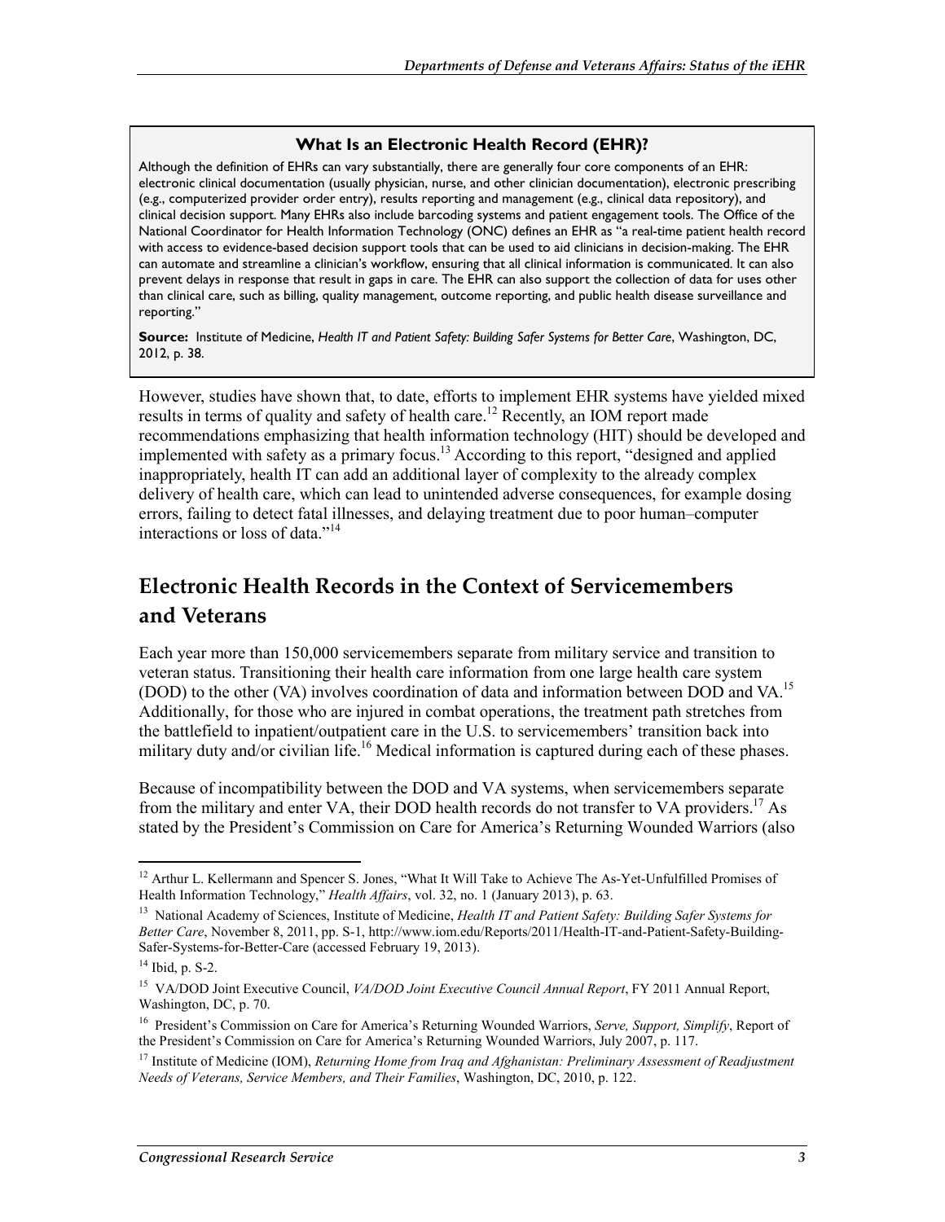**What Is an Electronic Health Record (EHR)?**

Although the definition of EHRs can vary substantially, there are generally four core components of an EHR: electronic clinical documentation (usually physician, nurse, and other clinician documentation), electronic prescribing (e.g., computerized provider order entry), results reporting and management (e.g., clinical data repository), and clinical decision support. Many EHRs also include barcoding systems and patient engagement tools. The Office of the National Coordinator for Health Information Technology (ONC) defines an EHR as "a real-time patient health record with access to evidence-based decision support tools that can be used to aid clinicians in decision-making. The EHR can automate and streamline a clinician's workflow, ensuring that all clinical information is communicated. It can also prevent delays in response that result in gaps in care. The EHR can also support the collection of data for uses other than clinical care, such as billing, quality management, outcome reporting, and public health disease surveillance and reporting."

**Source:** Institute of Medicine, *Health IT and Patient Safety: Building Safer Systems for Better Care*, Washington, DC, 2012, p. 38.

However, studies have shown that, to date, efforts to implement EHR systems have yielded mixed results in terms of quality and safety of health care.[12] Recently, an IOM report made recommendations emphasizing that health information technology (HIT) should be developed and implemented with safety as a primary focus.[13] According to this report, "designed and applied inappropriately, health IT can add an additional layer of complexity to the already complex delivery of health care, which can lead to unintended adverse consequences, for example dosing errors, failing to detect fatal illnesses, and delaying treatment due to poor human–computer interactions or loss of data."[14]

## Electronic Health Records in the Context of Servicemembers and Veterans

Each year more than 150,000 servicemembers separate from military service and transition to veteran status. Transitioning their health care information from one large health care system (DOD) to the other (VA) involves coordination of data and information between DOD and VA.[15] Additionally, for those who are injured in combat operations, the treatment path stretches from the battlefield to inpatient/outpatient care in the U.S. to servicemembers' transition back into military duty and/or civilian life.[16] Medical information is captured during each of these phases.

Because of incompatibility between the DOD and VA systems, when servicemembers separate from the military and enter VA, their DOD health records do not transfer to VA providers.[17] As stated by the President's Commission on Care for America's Returning Wounded Warriors (also

---

[12] Arthur L. Kellermann and Spencer S. Jones, "What It Will Take to Achieve The As-Yet-Unfulfilled Promises of Health Information Technology," *Health Affairs*, vol. 32, no. 1 (January 2013), p. 63.

[13] National Academy of Sciences, Institute of Medicine, *Health IT and Patient Safety: Building Safer Systems for Better Care*, November 8, 2011, pp. S-1, http://www.iom.edu/Reports/2011/Health-IT-and-Patient-Safety-Building-Safer-Systems-for-Better-Care (accessed February 19, 2013).

[14] Ibid, p. S-2.

[15] VA/DOD Joint Executive Council, *VA/DOD Joint Executive Council Annual Report*, FY 2011 Annual Report, Washington, DC, p. 70.

[16] President's Commission on Care for America's Returning Wounded Warriors, *Serve, Support, Simplify*, Report of the President's Commission on Care for America's Returning Wounded Warriors, July 2007, p. 117.

[17] Institute of Medicine (IOM), *Returning Home from Iraq and Afghanistan: Preliminary Assessment of Readjustment Needs of Veterans, Service Members, and Their Families*, Washington, DC, 2010, p. 122.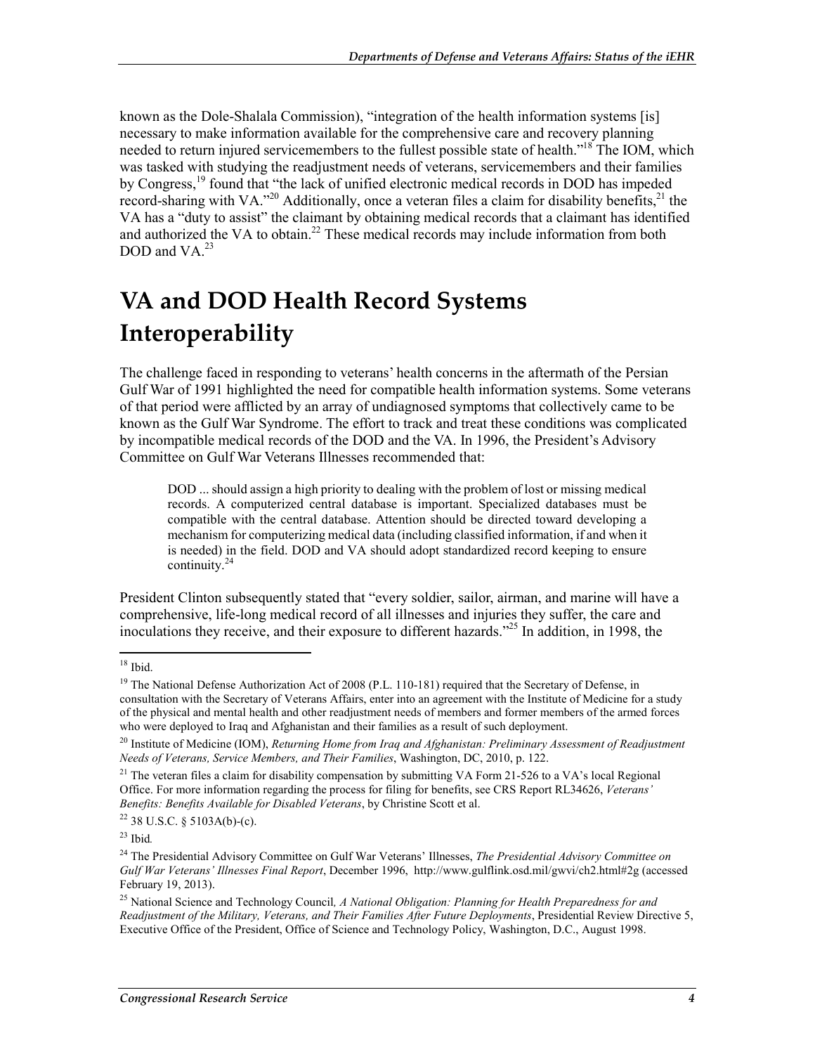known as the Dole-Shalala Commission), "integration of the health information systems [is] necessary to make information available for the comprehensive care and recovery planning needed to return injured servicemembers to the fullest possible state of health."[18] The IOM, which was tasked with studying the readjustment needs of veterans, servicemembers and their families by Congress,[19] found that "the lack of unified electronic medical records in DOD has impeded record-sharing with VA."[20] Additionally, once a veteran files a claim for disability benefits,[21] the VA has a "duty to assist" the claimant by obtaining medical records that a claimant has identified and authorized the VA to obtain.[22] These medical records may include information from both DOD and VA.[23]

# VA and DOD Health Record Systems Interoperability

The challenge faced in responding to veterans' health concerns in the aftermath of the Persian Gulf War of 1991 highlighted the need for compatible health information systems. Some veterans of that period were afflicted by an array of undiagnosed symptoms that collectively came to be known as the Gulf War Syndrome. The effort to track and treat these conditions was complicated by incompatible medical records of the DOD and the VA. In 1996, the President's Advisory Committee on Gulf War Veterans Illnesses recommended that:

> DOD ... should assign a high priority to dealing with the problem of lost or missing medical records. A computerized central database is important. Specialized databases must be compatible with the central database. Attention should be directed toward developing a mechanism for computerizing medical data (including classified information, if and when it is needed) in the field. DOD and VA should adopt standardized record keeping to ensure continuity.[24]

President Clinton subsequently stated that "every soldier, sailor, airman, and marine will have a comprehensive, life-long medical record of all illnesses and injuries they suffer, the care and inoculations they receive, and their exposure to different hazards."[25] In addition, in 1998, the

---

[18] Ibid.

[19] The National Defense Authorization Act of 2008 (P.L. 110-181) required that the Secretary of Defense, in consultation with the Secretary of Veterans Affairs, enter into an agreement with the Institute of Medicine for a study of the physical and mental health and other readjustment needs of members and former members of the armed forces who were deployed to Iraq and Afghanistan and their families as a result of such deployment.

[20] Institute of Medicine (IOM), *Returning Home from Iraq and Afghanistan: Preliminary Assessment of Readjustment Needs of Veterans, Service Members, and Their Families*, Washington, DC, 2010, p. 122.

[21] The veteran files a claim for disability compensation by submitting VA Form 21-526 to a VA's local Regional Office. For more information regarding the process for filing for benefits, see CRS Report RL34626, *Veterans' Benefits: Benefits Available for Disabled Veterans*, by Christine Scott et al.

[22] 38 U.S.C. § 5103A(b)-(c).

[23] Ibid*.*

[24] The Presidential Advisory Committee on Gulf War Veterans' Illnesses, *The Presidential Advisory Committee on Gulf War Veterans' Illnesses Final Report*, December 1996, http://www.gulflink.osd.mil/gwvi/ch2.html#2g (accessed February 19, 2013).

[25] National Science and Technology Council*, A National Obligation: Planning for Health Preparedness for and Readjustment of the Military, Veterans, and Their Families After Future Deployments*, Presidential Review Directive 5, Executive Office of the President, Office of Science and Technology Policy, Washington, D.C., August 1998.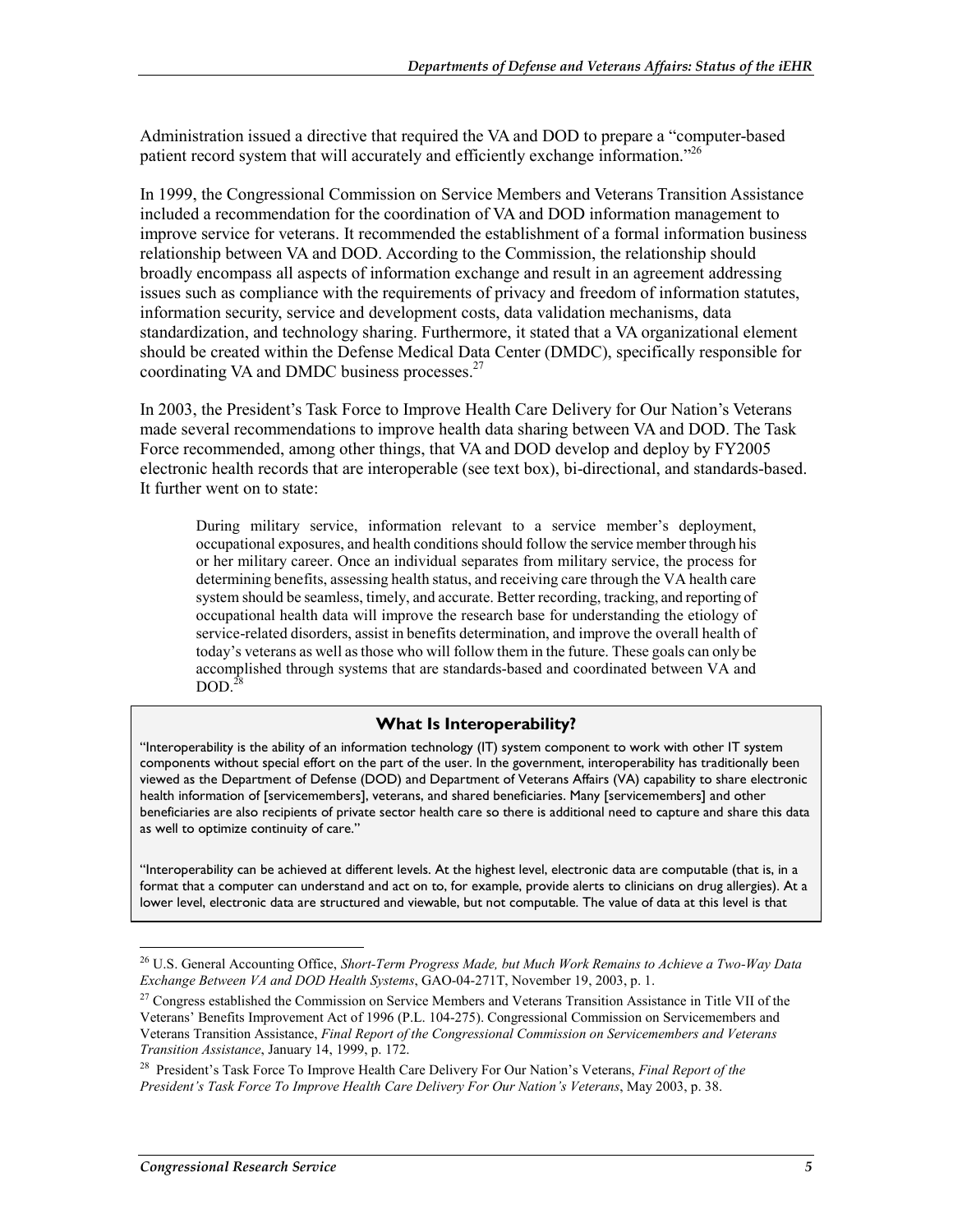Administration issued a directive that required the VA and DOD to prepare a "computer-based patient record system that will accurately and efficiently exchange information."[26]

In 1999, the Congressional Commission on Service Members and Veterans Transition Assistance included a recommendation for the coordination of VA and DOD information management to improve service for veterans. It recommended the establishment of a formal information business relationship between VA and DOD. According to the Commission, the relationship should broadly encompass all aspects of information exchange and result in an agreement addressing issues such as compliance with the requirements of privacy and freedom of information statutes, information security, service and development costs, data validation mechanisms, data standardization, and technology sharing. Furthermore, it stated that a VA organizational element should be created within the Defense Medical Data Center (DMDC), specifically responsible for coordinating VA and DMDC business processes.[27]

In 2003, the President's Task Force to Improve Health Care Delivery for Our Nation's Veterans made several recommendations to improve health data sharing between VA and DOD. The Task Force recommended, among other things, that VA and DOD develop and deploy by FY2005 electronic health records that are interoperable (see text box), bi-directional, and standards-based. It further went on to state:

> During military service, information relevant to a service member's deployment, occupational exposures, and health conditions should follow the service member through his or her military career. Once an individual separates from military service, the process for determining benefits, assessing health status, and receiving care through the VA health care system should be seamless, timely, and accurate. Better recording, tracking, and reporting of occupational health data will improve the research base for understanding the etiology of service-related disorders, assist in benefits determination, and improve the overall health of today's veterans as well as those who will follow them in the future. These goals can only be accomplished through systems that are standards-based and coordinated between VA and DOD.[28]

### What Is Interoperability?

"Interoperability is the ability of an information technology (IT) system component to work with other IT system components without special effort on the part of the user. In the government, interoperability has traditionally been viewed as the Department of Defense (DOD) and Department of Veterans Affairs (VA) capability to share electronic health information of [servicemembers], veterans, and shared beneficiaries. Many [servicemembers] and other beneficiaries are also recipients of private sector health care so there is additional need to capture and share this data as well to optimize continuity of care."

"Interoperability can be achieved at different levels. At the highest level, electronic data are computable (that is, in a format that a computer can understand and act on to, for example, provide alerts to clinicians on drug allergies). At a lower level, electronic data are structured and viewable, but not computable. The value of data at this level is that

---

[26] U.S. General Accounting Office, *Short-Term Progress Made, but Much Work Remains to Achieve a Two-Way Data Exchange Between VA and DOD Health Systems*, GAO-04-271T, November 19, 2003, p. 1.

[27] Congress established the Commission on Service Members and Veterans Transition Assistance in Title VII of the Veterans' Benefits Improvement Act of 1996 (P.L. 104-275). Congressional Commission on Servicemembers and Veterans Transition Assistance, *Final Report of the Congressional Commission on Servicemembers and Veterans Transition Assistance*, January 14, 1999, p. 172.

[28] President's Task Force To Improve Health Care Delivery For Our Nation's Veterans, *Final Report of the President's Task Force To Improve Health Care Delivery For Our Nation's Veterans*, May 2003, p. 38.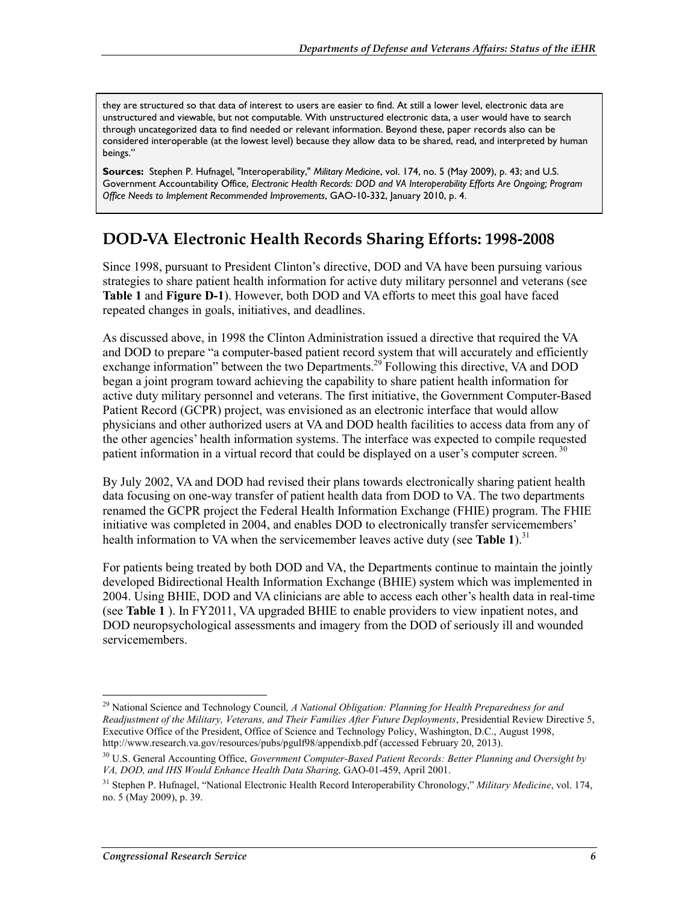they are structured so that data of interest to users are easier to find. At still a lower level, electronic data are unstructured and viewable, but not computable. With unstructured electronic data, a user would have to search through uncategorized data to find needed or relevant information. Beyond these, paper records also can be considered interoperable (at the lowest level) because they allow data to be shared, read, and interpreted by human beings."

**Sources:** Stephen P. Hufnagel, "Interoperability," *Military Medicine*, vol. 174, no. 5 (May 2009), p. 43; and U.S. Government Accountability Office, *Electronic Health Records: DOD and VA Interoperability Efforts Are Ongoing; Program Office Needs to Implement Recommended Improvements*, GAO-10-332, January 2010, p. 4.

## DOD-VA Electronic Health Records Sharing Efforts: 1998-2008

Since 1998, pursuant to President Clinton's directive, DOD and VA have been pursuing various strategies to share patient health information for active duty military personnel and veterans (see **Table 1** and **Figure D-1**). However, both DOD and VA efforts to meet this goal have faced repeated changes in goals, initiatives, and deadlines.

As discussed above, in 1998 the Clinton Administration issued a directive that required the VA and DOD to prepare "a computer-based patient record system that will accurately and efficiently exchange information" between the two Departments.[29] Following this directive, VA and DOD began a joint program toward achieving the capability to share patient health information for active duty military personnel and veterans. The first initiative, the Government Computer-Based Patient Record (GCPR) project, was envisioned as an electronic interface that would allow physicians and other authorized users at VA and DOD health facilities to access data from any of the other agencies' health information systems. The interface was expected to compile requested patient information in a virtual record that could be displayed on a user's computer screen.[30]

By July 2002, VA and DOD had revised their plans towards electronically sharing patient health data focusing on one-way transfer of patient health data from DOD to VA. The two departments renamed the GCPR project the Federal Health Information Exchange (FHIE) program. The FHIE initiative was completed in 2004, and enables DOD to electronically transfer servicemembers' health information to VA when the servicemember leaves active duty (see **Table 1**).[31]

For patients being treated by both DOD and VA, the Departments continue to maintain the jointly developed Bidirectional Health Information Exchange (BHIE) system which was implemented in 2004. Using BHIE, DOD and VA clinicians are able to access each other's health data in real-time (see **Table 1** ). In FY2011, VA upgraded BHIE to enable providers to view inpatient notes, and DOD neuropsychological assessments and imagery from the DOD of seriously ill and wounded servicemembers.

---

[29] National Science and Technology Council*, A National Obligation: Planning for Health Preparedness for and Readjustment of the Military, Veterans, and Their Families After Future Deployments*, Presidential Review Directive 5, Executive Office of the President, Office of Science and Technology Policy, Washington, D.C., August 1998, http://www.research.va.gov/resources/pubs/pgulf98/appendixb.pdf (accessed February 20, 2013).

[30] U.S. General Accounting Office, *Government Computer-Based Patient Records: Better Planning and Oversight by VA, DOD, and IHS Would Enhance Health Data Sharing,* GAO-01-459, April 2001.

[31] Stephen P. Hufnagel, "National Electronic Health Record Interoperability Chronology," *Military Medicine*, vol. 174, no. 5 (May 2009), p. 39.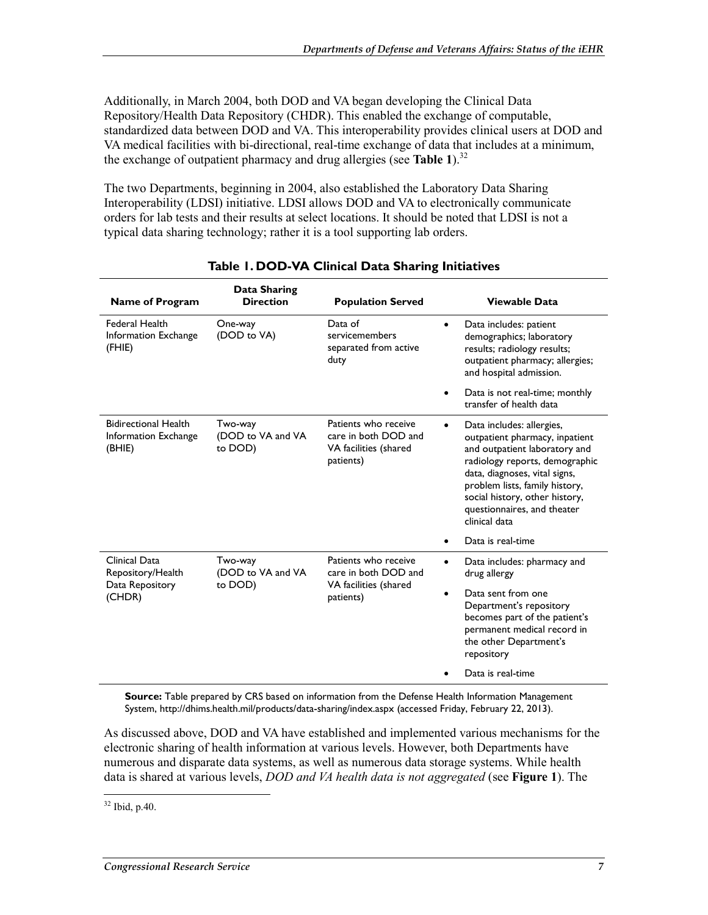Additionally, in March 2004, both DOD and VA began developing the Clinical Data Repository/Health Data Repository (CHDR). This enabled the exchange of computable, standardized data between DOD and VA. This interoperability provides clinical users at DOD and VA medical facilities with bi-directional, real-time exchange of data that includes at a minimum, the exchange of outpatient pharmacy and drug allergies (see **Table 1**).[32]

The two Departments, beginning in 2004, also established the Laboratory Data Sharing Interoperability (LDSI) initiative. LDSI allows DOD and VA to electronically communicate orders for lab tests and their results at select locations. It should be noted that LDSI is not a typical data sharing technology; rather it is a tool supporting lab orders.

**Table 1. DOD-VA Clinical Data Sharing Initiatives**

| Name of Program | Data Sharing Direction | Population Served | Viewable Data |
|---|---|---|---|
| Federal Health Information Exchange (FHIE) | One-way (DOD to VA) | Data of servicemembers separated from active duty | • Data includes: patient demographics; laboratory results; radiology results; outpatient pharmacy; allergies; and hospital admission. <br> • Data is not real-time; monthly transfer of health data |
| Bidirectional Health Information Exchange (BHIE) | Two-way (DOD to VA and VA to DOD) | Patients who receive care in both DOD and VA facilities (shared patients) | • Data includes: allergies, outpatient pharmacy, inpatient and outpatient laboratory and radiology reports, demographic data, diagnoses, vital signs, problem lists, family history, social history, other history, questionnaires, and theater clinical data <br> • Data is real-time |
| Clinical Data Repository/Health Data Repository (CHDR) | Two-way (DOD to VA and VA to DOD) | Patients who receive care in both DOD and VA facilities (shared patients) | • Data includes: pharmacy and drug allergy <br> • Data sent from one Department's repository becomes part of the patient's permanent medical record in the other Department's repository <br> • Data is real-time |

**Source:** Table prepared by CRS based on information from the Defense Health Information Management System, http://dhims.health.mil/products/data-sharing/index.aspx (accessed Friday, February 22, 2013).

As discussed above, DOD and VA have established and implemented various mechanisms for the electronic sharing of health information at various levels. However, both Departments have numerous and disparate data systems, as well as numerous data storage systems. While health data is shared at various levels, *DOD and VA health data is not aggregated* (see **Figure 1**). The

[32] Ibid, p.40.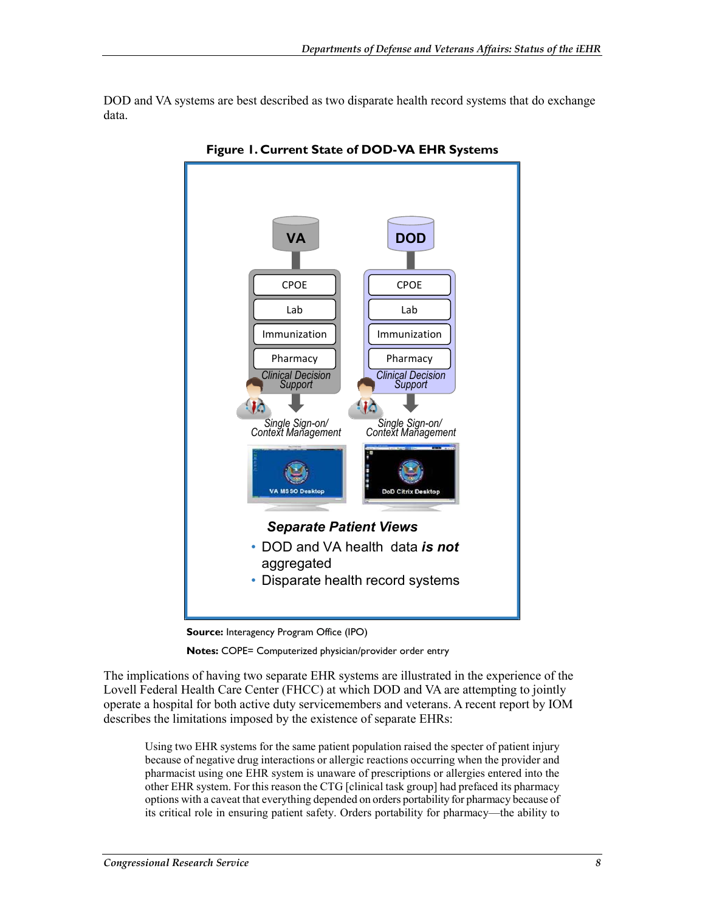DOD and VA systems are best described as two disparate health record systems that do exchange data.

**Figure 1. Current State of DOD-VA EHR Systems**

VA

CPOE

Lab

Immunization

Pharmacy

*Clinical Decision Support*

*Single Sign-on/ Context Management*

VA MS SO Desktop

DOD

CPOE

Lab

Immunization

Pharmacy

*Clinical Decision Support*

*Single Sign-on/ Context Management*

DoD Citrix Desktop

***Separate Patient Views***

- DOD and VA health data ***is not*** aggregated
- Disparate health record systems

**Source:** Interagency Program Office (IPO)

**Notes:** COPE= Computerized physician/provider order entry

The implications of having two separate EHR systems are illustrated in the experience of the Lovell Federal Health Care Center (FHCC) at which DOD and VA are attempting to jointly operate a hospital for both active duty servicemembers and veterans. A recent report by IOM describes the limitations imposed by the existence of separate EHRs:

> Using two EHR systems for the same patient population raised the specter of patient injury because of negative drug interactions or allergic reactions occurring when the provider and pharmacist using one EHR system is unaware of prescriptions or allergies entered into the other EHR system. For this reason the CTG [clinical task group] had prefaced its pharmacy options with a caveat that everything depended on orders portability for pharmacy because of its critical role in ensuring patient safety. Orders portability for pharmacy—the ability to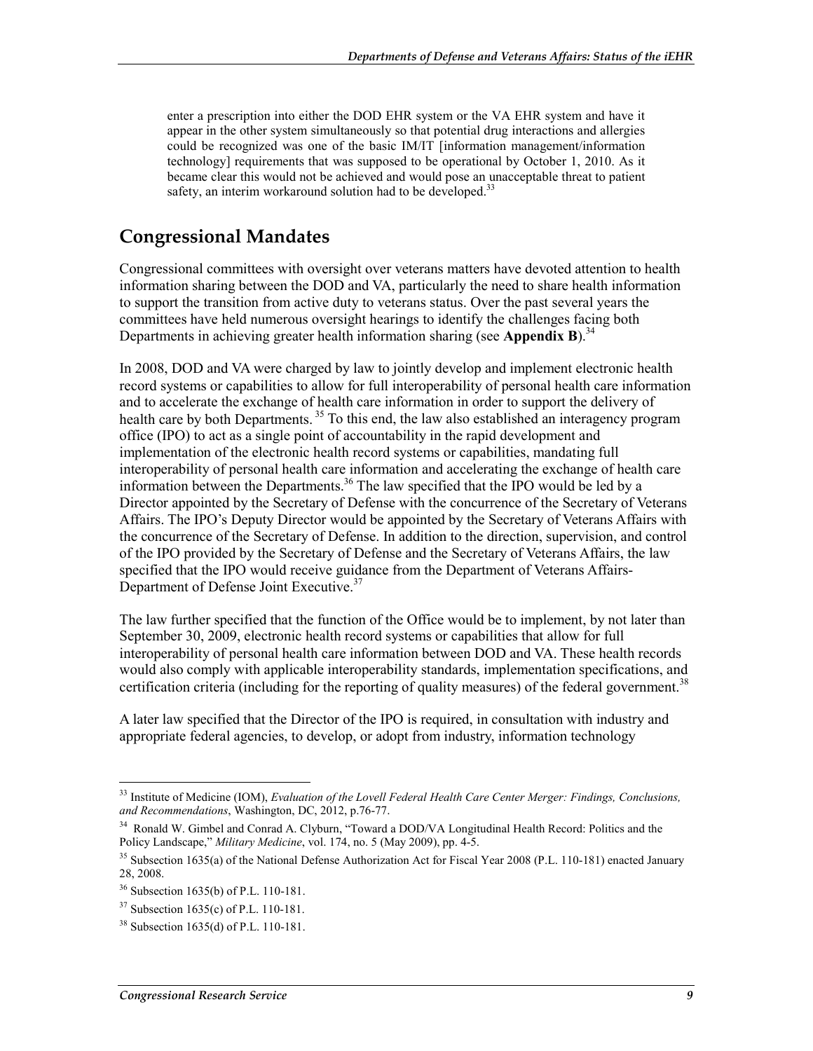> enter a prescription into either the DOD EHR system or the VA EHR system and have it appear in the other system simultaneously so that potential drug interactions and allergies could be recognized was one of the basic IM/IT [information management/information technology] requirements that was supposed to be operational by October 1, 2010. As it became clear this would not be achieved and would pose an unacceptable threat to patient safety, an interim workaround solution had to be developed.[33]

## Congressional Mandates

Congressional committees with oversight over veterans matters have devoted attention to health information sharing between the DOD and VA, particularly the need to share health information to support the transition from active duty to veterans status. Over the past several years the committees have held numerous oversight hearings to identify the challenges facing both Departments in achieving greater health information sharing (see **Appendix B**).[34]

In 2008, DOD and VA were charged by law to jointly develop and implement electronic health record systems or capabilities to allow for full interoperability of personal health care information and to accelerate the exchange of health care information in order to support the delivery of health care by both Departments.[35] To this end, the law also established an interagency program office (IPO) to act as a single point of accountability in the rapid development and implementation of the electronic health record systems or capabilities, mandating full interoperability of personal health care information and accelerating the exchange of health care information between the Departments.[36] The law specified that the IPO would be led by a Director appointed by the Secretary of Defense with the concurrence of the Secretary of Veterans Affairs. The IPO's Deputy Director would be appointed by the Secretary of Veterans Affairs with the concurrence of the Secretary of Defense. In addition to the direction, supervision, and control of the IPO provided by the Secretary of Defense and the Secretary of Veterans Affairs, the law specified that the IPO would receive guidance from the Department of Veterans Affairs-Department of Defense Joint Executive.[37]

The law further specified that the function of the Office would be to implement, by not later than September 30, 2009, electronic health record systems or capabilities that allow for full interoperability of personal health care information between DOD and VA. These health records would also comply with applicable interoperability standards, implementation specifications, and certification criteria (including for the reporting of quality measures) of the federal government.[38]

A later law specified that the Director of the IPO is required, in consultation with industry and appropriate federal agencies, to develop, or adopt from industry, information technology

---

[33] Institute of Medicine (IOM), *Evaluation of the Lovell Federal Health Care Center Merger: Findings, Conclusions, and Recommendations*, Washington, DC, 2012, p.76-77.

[34] Ronald W. Gimbel and Conrad A. Clyburn, "Toward a DOD/VA Longitudinal Health Record: Politics and the Policy Landscape," *Military Medicine*, vol. 174, no. 5 (May 2009), pp. 4-5.

[35] Subsection 1635(a) of the National Defense Authorization Act for Fiscal Year 2008 (P.L. 110-181) enacted January 28, 2008.

[36] Subsection 1635(b) of P.L. 110-181.

[37] Subsection 1635(c) of P.L. 110-181.

[38] Subsection 1635(d) of P.L. 110-181.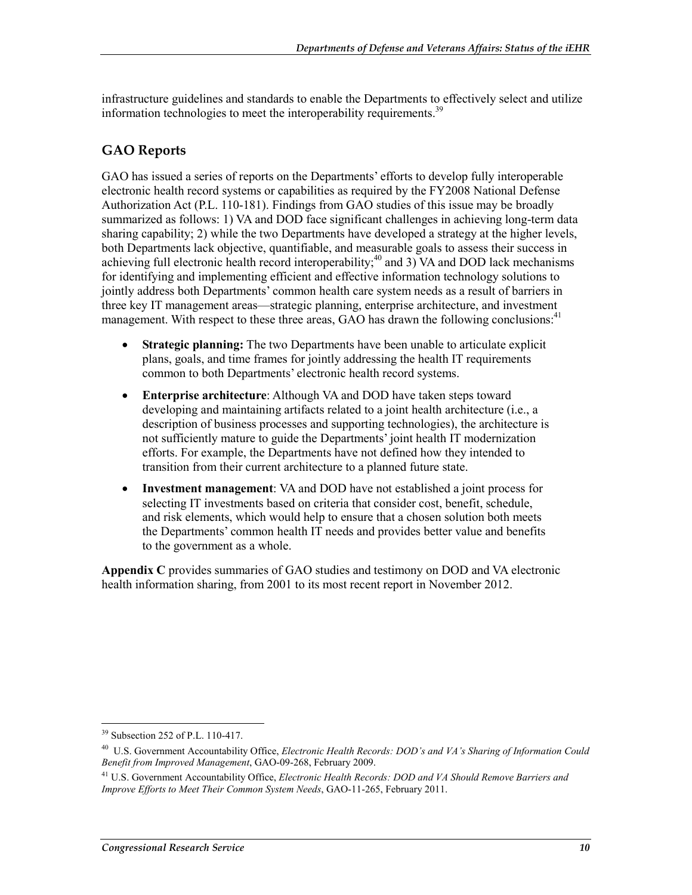infrastructure guidelines and standards to enable the Departments to effectively select and utilize information technologies to meet the interoperability requirements.[39]

## GAO Reports

GAO has issued a series of reports on the Departments' efforts to develop fully interoperable electronic health record systems or capabilities as required by the FY2008 National Defense Authorization Act (P.L. 110-181). Findings from GAO studies of this issue may be broadly summarized as follows: 1) VA and DOD face significant challenges in achieving long-term data sharing capability; 2) while the two Departments have developed a strategy at the higher levels, both Departments lack objective, quantifiable, and measurable goals to assess their success in achieving full electronic health record interoperability;[40] and 3) VA and DOD lack mechanisms for identifying and implementing efficient and effective information technology solutions to jointly address both Departments' common health care system needs as a result of barriers in three key IT management areas—strategic planning, enterprise architecture, and investment management. With respect to these three areas, GAO has drawn the following conclusions:[41]

- **Strategic planning:** The two Departments have been unable to articulate explicit plans, goals, and time frames for jointly addressing the health IT requirements common to both Departments' electronic health record systems.
- **Enterprise architecture**: Although VA and DOD have taken steps toward developing and maintaining artifacts related to a joint health architecture (i.e., a description of business processes and supporting technologies), the architecture is not sufficiently mature to guide the Departments' joint health IT modernization efforts. For example, the Departments have not defined how they intended to transition from their current architecture to a planned future state.
- **Investment management**: VA and DOD have not established a joint process for selecting IT investments based on criteria that consider cost, benefit, schedule, and risk elements, which would help to ensure that a chosen solution both meets the Departments' common health IT needs and provides better value and benefits to the government as a whole.

**Appendix C** provides summaries of GAO studies and testimony on DOD and VA electronic health information sharing, from 2001 to its most recent report in November 2012.

---

[39] Subsection 252 of P.L. 110-417.

[40] U.S. Government Accountability Office, *Electronic Health Records: DOD's and VA's Sharing of Information Could Benefit from Improved Management*, GAO-09-268, February 2009.

[41] U.S. Government Accountability Office, *Electronic Health Records: DOD and VA Should Remove Barriers and Improve Efforts to Meet Their Common System Needs*, GAO-11-265, February 2011.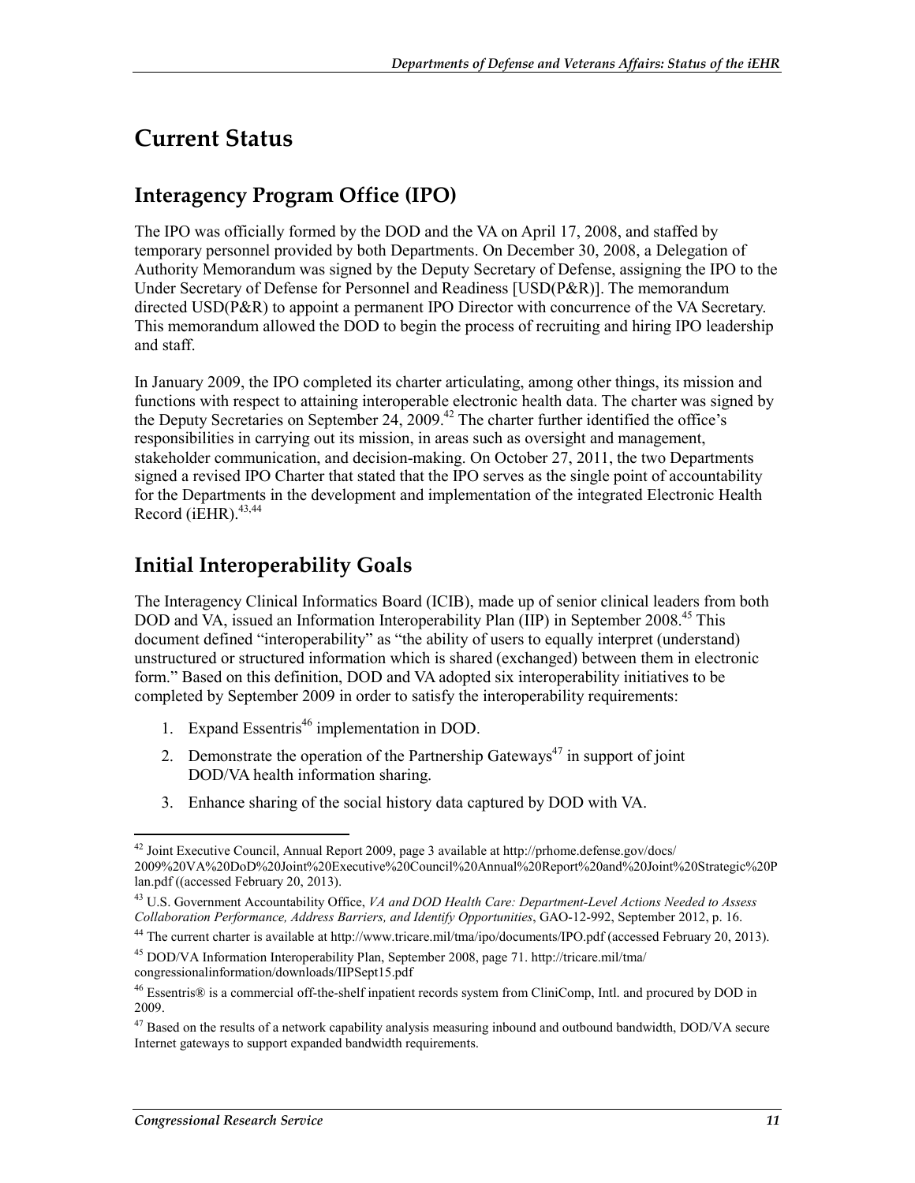# Current Status

## Interagency Program Office (IPO)

The IPO was officially formed by the DOD and the VA on April 17, 2008, and staffed by temporary personnel provided by both Departments. On December 30, 2008, a Delegation of Authority Memorandum was signed by the Deputy Secretary of Defense, assigning the IPO to the Under Secretary of Defense for Personnel and Readiness [USD(P&R)]. The memorandum directed USD(P&R) to appoint a permanent IPO Director with concurrence of the VA Secretary. This memorandum allowed the DOD to begin the process of recruiting and hiring IPO leadership and staff.

In January 2009, the IPO completed its charter articulating, among other things, its mission and functions with respect to attaining interoperable electronic health data. The charter was signed by the Deputy Secretaries on September 24, 2009.[42] The charter further identified the office's responsibilities in carrying out its mission, in areas such as oversight and management, stakeholder communication, and decision-making. On October 27, 2011, the two Departments signed a revised IPO Charter that stated that the IPO serves as the single point of accountability for the Departments in the development and implementation of the integrated Electronic Health Record (iEHR).[43,44]

## Initial Interoperability Goals

The Interagency Clinical Informatics Board (ICIB), made up of senior clinical leaders from both DOD and VA, issued an Information Interoperability Plan (IIP) in September 2008.[45] This document defined "interoperability" as "the ability of users to equally interpret (understand) unstructured or structured information which is shared (exchanged) between them in electronic form." Based on this definition, DOD and VA adopted six interoperability initiatives to be completed by September 2009 in order to satisfy the interoperability requirements:

1. Expand Essentris[46] implementation in DOD.
2. Demonstrate the operation of the Partnership Gateways[47] in support of joint DOD/VA health information sharing.
3. Enhance sharing of the social history data captured by DOD with VA.

---

[42] Joint Executive Council, Annual Report 2009, page 3 available at http://prhome.defense.gov/docs/2009%20VA%20DoD%20Joint%20Executive%20Council%20Annual%20Report%20and%20Joint%20Strategic%20Plan.pdf ((accessed February 20, 2013).

[43] U.S. Government Accountability Office, *VA and DOD Health Care: Department-Level Actions Needed to Assess Collaboration Performance, Address Barriers, and Identify Opportunities*, GAO-12-992, September 2012, p. 16.

[44] The current charter is available at http://www.tricare.mil/tma/ipo/documents/IPO.pdf (accessed February 20, 2013).

[45] DOD/VA Information Interoperability Plan, September 2008, page 71. http://tricare.mil/tma/congressionalinformation/downloads/IIPSept15.pdf

[46] Essentris® is a commercial off-the-shelf inpatient records system from CliniComp, Intl. and procured by DOD in 2009.

[47] Based on the results of a network capability analysis measuring inbound and outbound bandwidth, DOD/VA secure Internet gateways to support expanded bandwidth requirements.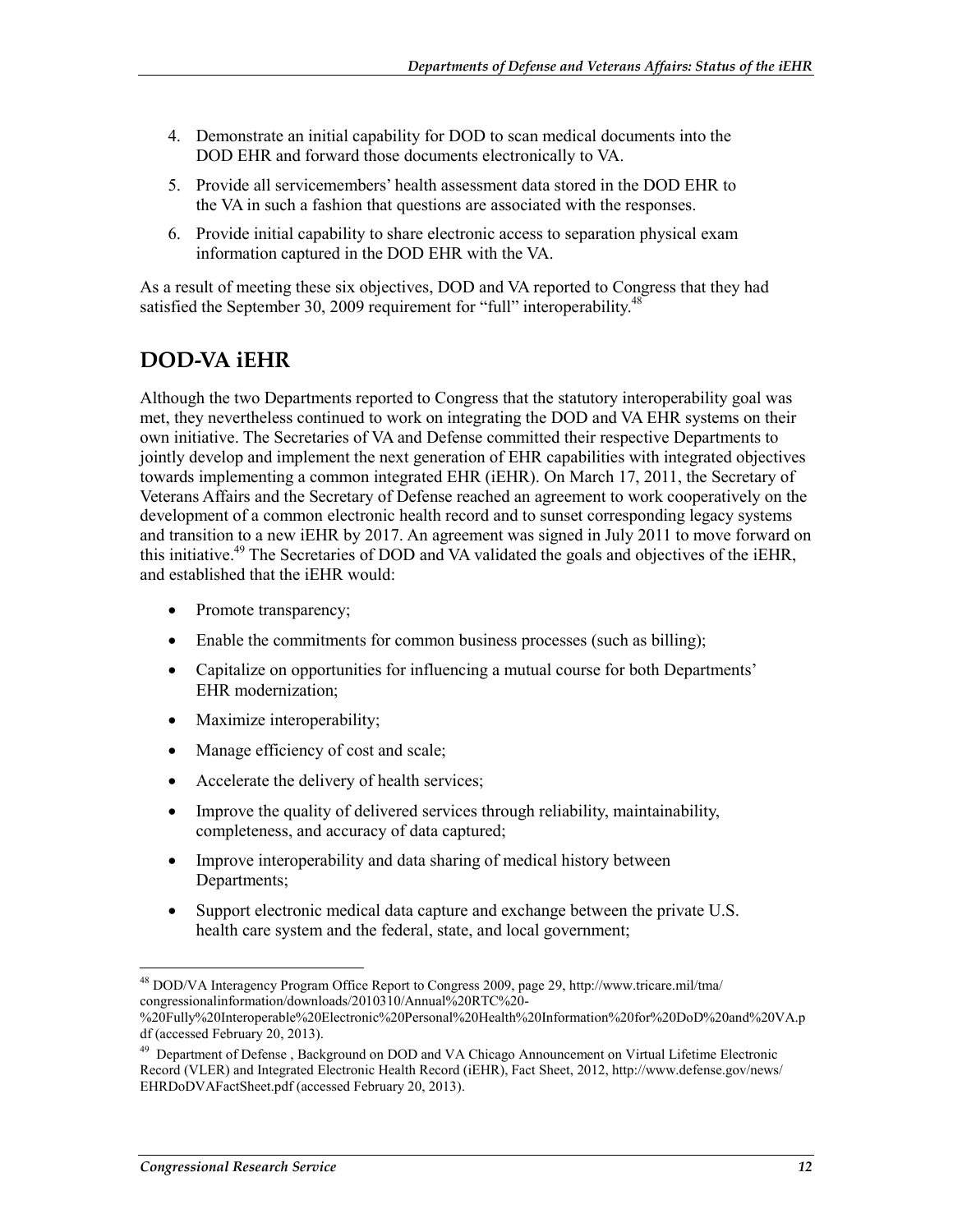4. Demonstrate an initial capability for DOD to scan medical documents into the DOD EHR and forward those documents electronically to VA.
5. Provide all servicemembers' health assessment data stored in the DOD EHR to the VA in such a fashion that questions are associated with the responses.
6. Provide initial capability to share electronic access to separation physical exam information captured in the DOD EHR with the VA.

As a result of meeting these six objectives, DOD and VA reported to Congress that they had satisfied the September 30, 2009 requirement for "full" interoperability.[48]

## DOD-VA iEHR

Although the two Departments reported to Congress that the statutory interoperability goal was met, they nevertheless continued to work on integrating the DOD and VA EHR systems on their own initiative. The Secretaries of VA and Defense committed their respective Departments to jointly develop and implement the next generation of EHR capabilities with integrated objectives towards implementing a common integrated EHR (iEHR). On March 17, 2011, the Secretary of Veterans Affairs and the Secretary of Defense reached an agreement to work cooperatively on the development of a common electronic health record and to sunset corresponding legacy systems and transition to a new iEHR by 2017. An agreement was signed in July 2011 to move forward on this initiative.[49] The Secretaries of DOD and VA validated the goals and objectives of the iEHR, and established that the iEHR would:

- Promote transparency;
- Enable the commitments for common business processes (such as billing);
- Capitalize on opportunities for influencing a mutual course for both Departments' EHR modernization;
- Maximize interoperability;
- Manage efficiency of cost and scale;
- Accelerate the delivery of health services;
- Improve the quality of delivered services through reliability, maintainability, completeness, and accuracy of data captured;
- Improve interoperability and data sharing of medical history between Departments;
- Support electronic medical data capture and exchange between the private U.S. health care system and the federal, state, and local government;

---

[48] DOD/VA Interagency Program Office Report to Congress 2009, page 29, http://www.tricare.mil/tma/congressionalinformation/downloads/2010310/Annual%20RTC%20-%20Fully%20Interoperable%20Electronic%20Personal%20Health%20Information%20for%20DoD%20and%20VA.pdf (accessed February 20, 2013).

[49] Department of Defense , Background on DOD and VA Chicago Announcement on Virtual Lifetime Electronic Record (VLER) and Integrated Electronic Health Record (iEHR), Fact Sheet, 2012, http://www.defense.gov/news/EHRDoDVAFactSheet.pdf (accessed February 20, 2013).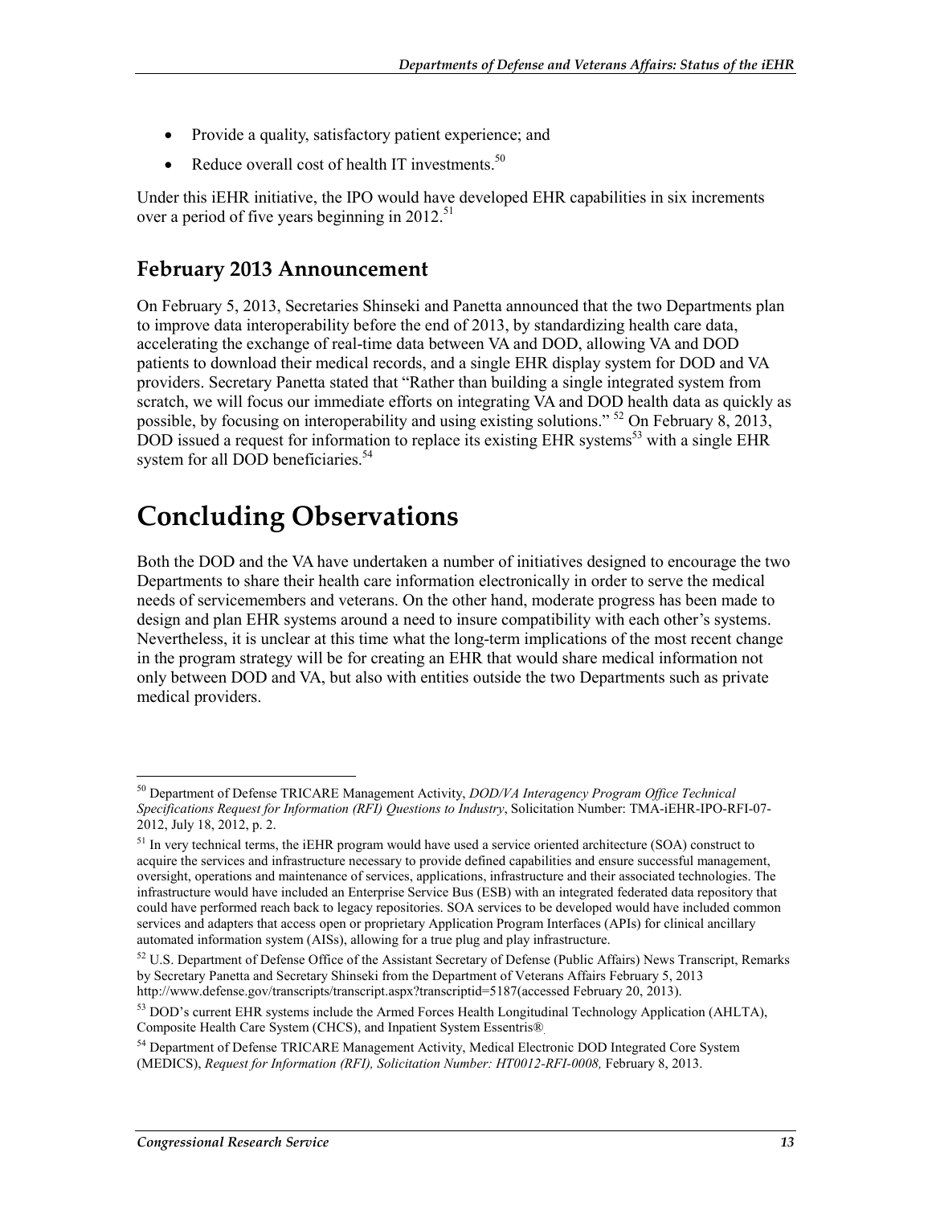- Provide a quality, satisfactory patient experience; and
- Reduce overall cost of health IT investments.[50]

Under this iEHR initiative, the IPO would have developed EHR capabilities in six increments over a period of five years beginning in 2012.[51]

## February 2013 Announcement

On February 5, 2013, Secretaries Shinseki and Panetta announced that the two Departments plan to improve data interoperability before the end of 2013, by standardizing health care data, accelerating the exchange of real-time data between VA and DOD, allowing VA and DOD patients to download their medical records, and a single EHR display system for DOD and VA providers. Secretary Panetta stated that "Rather than building a single integrated system from scratch, we will focus our immediate efforts on integrating VA and DOD health data as quickly as possible, by focusing on interoperability and using existing solutions." [52] On February 8, 2013, DOD issued a request for information to replace its existing EHR systems[53] with a single EHR system for all DOD beneficiaries.[54]

# Concluding Observations

Both the DOD and the VA have undertaken a number of initiatives designed to encourage the two Departments to share their health care information electronically in order to serve the medical needs of servicemembers and veterans. On the other hand, moderate progress has been made to design and plan EHR systems around a need to insure compatibility with each other's systems. Nevertheless, it is unclear at this time what the long-term implications of the most recent change in the program strategy will be for creating an EHR that would share medical information not only between DOD and VA, but also with entities outside the two Departments such as private medical providers.

---

[50] Department of Defense TRICARE Management Activity, *DOD/VA Interagency Program Office Technical Specifications Request for Information (RFI) Questions to Industry*, Solicitation Number: TMA-iEHR-IPO-RFI-07-2012, July 18, 2012, p. 2.

[51] In very technical terms, the iEHR program would have used a service oriented architecture (SOA) construct to acquire the services and infrastructure necessary to provide defined capabilities and ensure successful management, oversight, operations and maintenance of services, applications, infrastructure and their associated technologies. The infrastructure would have included an Enterprise Service Bus (ESB) with an integrated federated data repository that could have performed reach back to legacy repositories. SOA services to be developed would have included common services and adapters that access open or proprietary Application Program Interfaces (APIs) for clinical ancillary automated information system (AISs), allowing for a true plug and play infrastructure.

[52] U.S. Department of Defense Office of the Assistant Secretary of Defense (Public Affairs) News Transcript, Remarks by Secretary Panetta and Secretary Shinseki from the Department of Veterans Affairs February 5, 2013 http://www.defense.gov/transcripts/transcript.aspx?transcriptid=5187(accessed February 20, 2013).

[53] DOD's current EHR systems include the Armed Forces Health Longitudinal Technology Application (AHLTA), Composite Health Care System (CHCS), and Inpatient System Essentris®.

[54] Department of Defense TRICARE Management Activity, Medical Electronic DOD Integrated Core System (MEDICS), *Request for Information (RFI), Solicitation Number: HT0012-RFI-0008,* February 8, 2013.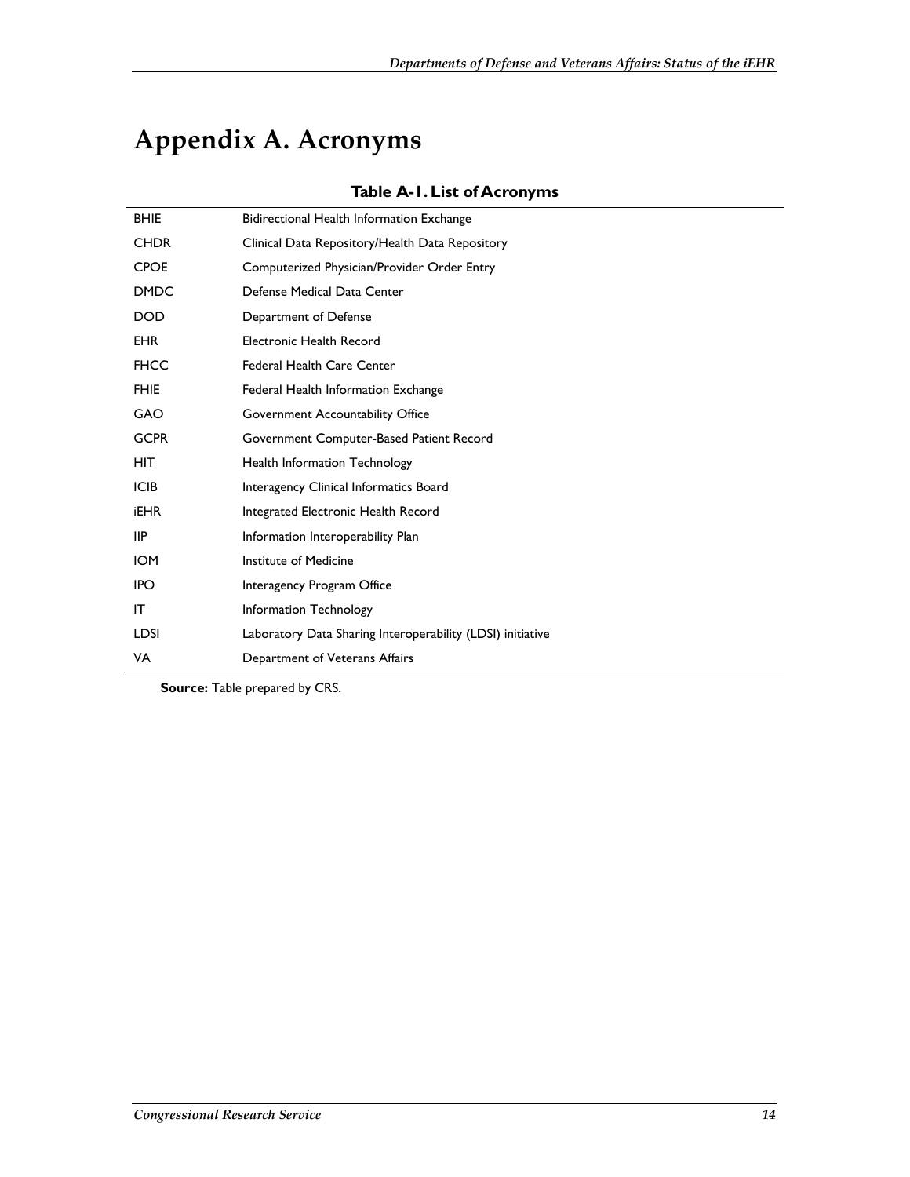# Appendix A. Acronyms

**Table A-1. List of Acronyms**

| | |
|---|---|
| BHIE | Bidirectional Health Information Exchange |
| CHDR | Clinical Data Repository/Health Data Repository |
| CPOE | Computerized Physician/Provider Order Entry |
| DMDC | Defense Medical Data Center |
| DOD | Department of Defense |
| EHR | Electronic Health Record |
| FHCC | Federal Health Care Center |
| FHIE | Federal Health Information Exchange |
| GAO | Government Accountability Office |
| GCPR | Government Computer-Based Patient Record |
| HIT | Health Information Technology |
| ICIB | Interagency Clinical Informatics Board |
| iEHR | Integrated Electronic Health Record |
| IIP | Information Interoperability Plan |
| IOM | Institute of Medicine |
| IPO | Interagency Program Office |
| IT | Information Technology |
| LDSI | Laboratory Data Sharing Interoperability (LDSI) initiative |
| VA | Department of Veterans Affairs |

**Source:** Table prepared by CRS.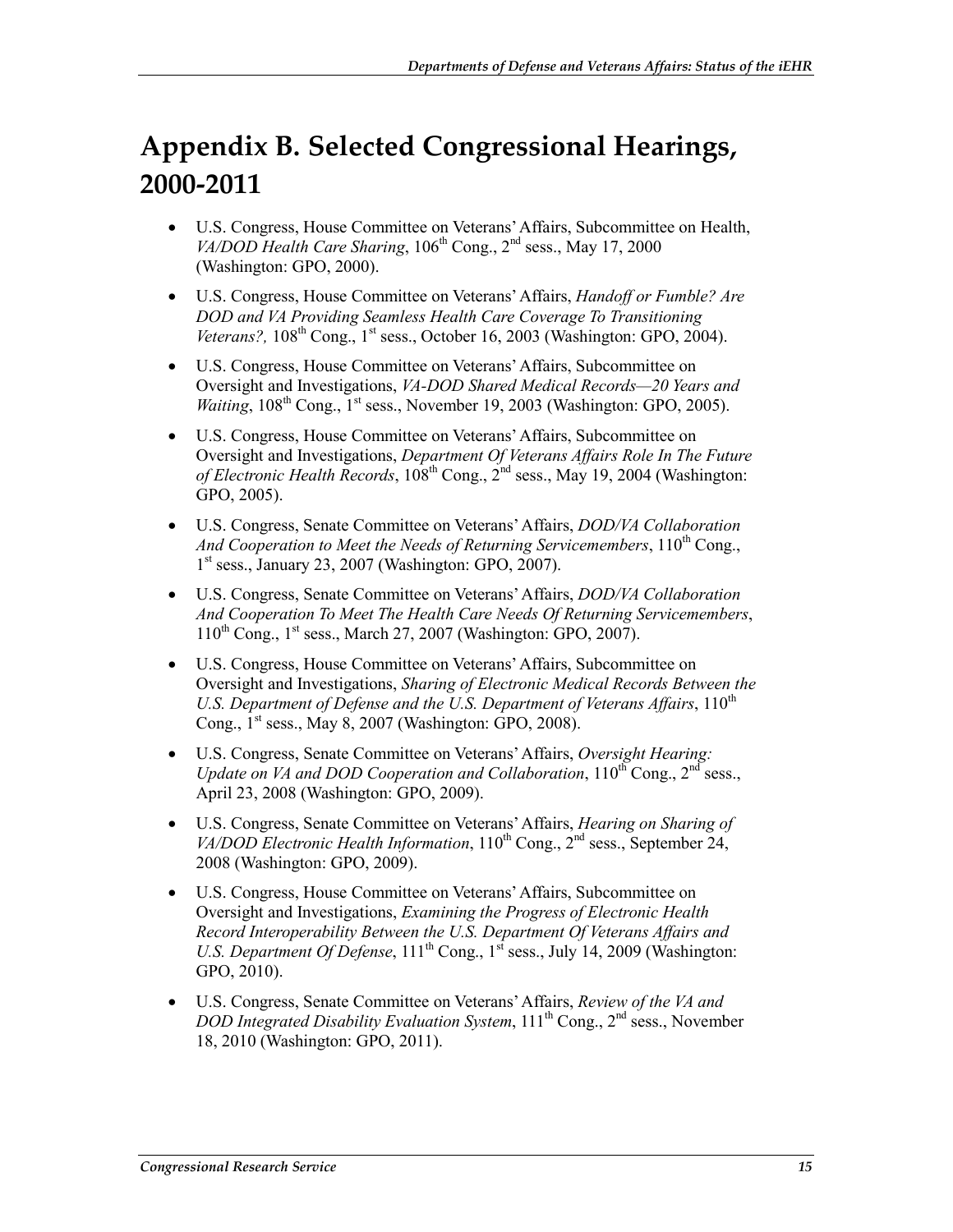# Appendix B. Selected Congressional Hearings, 2000-2011

- U.S. Congress, House Committee on Veterans' Affairs, Subcommittee on Health, *VA/DOD Health Care Sharing*, 106th Cong., 2nd sess., May 17, 2000 (Washington: GPO, 2000).
- U.S. Congress, House Committee on Veterans' Affairs, *Handoff or Fumble? Are DOD and VA Providing Seamless Health Care Coverage To Transitioning Veterans?,* 108th Cong., 1st sess., October 16, 2003 (Washington: GPO, 2004).
- U.S. Congress, House Committee on Veterans' Affairs, Subcommittee on Oversight and Investigations, *VA-DOD Shared Medical Records—20 Years and Waiting*, 108th Cong., 1st sess., November 19, 2003 (Washington: GPO, 2005).
- U.S. Congress, House Committee on Veterans' Affairs, Subcommittee on Oversight and Investigations, *Department Of Veterans Affairs Role In The Future of Electronic Health Records*, 108th Cong., 2nd sess., May 19, 2004 (Washington: GPO, 2005).
- U.S. Congress, Senate Committee on Veterans' Affairs, *DOD/VA Collaboration And Cooperation to Meet the Needs of Returning Servicemembers*, 110th Cong., 1st sess., January 23, 2007 (Washington: GPO, 2007).
- U.S. Congress, Senate Committee on Veterans' Affairs, *DOD/VA Collaboration And Cooperation To Meet The Health Care Needs Of Returning Servicemembers*, 110th Cong., 1st sess., March 27, 2007 (Washington: GPO, 2007).
- U.S. Congress, House Committee on Veterans' Affairs, Subcommittee on Oversight and Investigations, *Sharing of Electronic Medical Records Between the U.S. Department of Defense and the U.S. Department of Veterans Affairs*, 110th Cong., 1st sess., May 8, 2007 (Washington: GPO, 2008).
- U.S. Congress, Senate Committee on Veterans' Affairs, *Oversight Hearing: Update on VA and DOD Cooperation and Collaboration*, 110th Cong., 2nd sess., April 23, 2008 (Washington: GPO, 2009).
- U.S. Congress, Senate Committee on Veterans' Affairs, *Hearing on Sharing of VA/DOD Electronic Health Information*, 110th Cong., 2nd sess., September 24, 2008 (Washington: GPO, 2009).
- U.S. Congress, House Committee on Veterans' Affairs, Subcommittee on Oversight and Investigations, *Examining the Progress of Electronic Health Record Interoperability Between the U.S. Department Of Veterans Affairs and U.S. Department Of Defense*, 111th Cong., 1st sess., July 14, 2009 (Washington: GPO, 2010).
- U.S. Congress, Senate Committee on Veterans' Affairs, *Review of the VA and DOD Integrated Disability Evaluation System*, 111th Cong., 2nd sess., November 18, 2010 (Washington: GPO, 2011).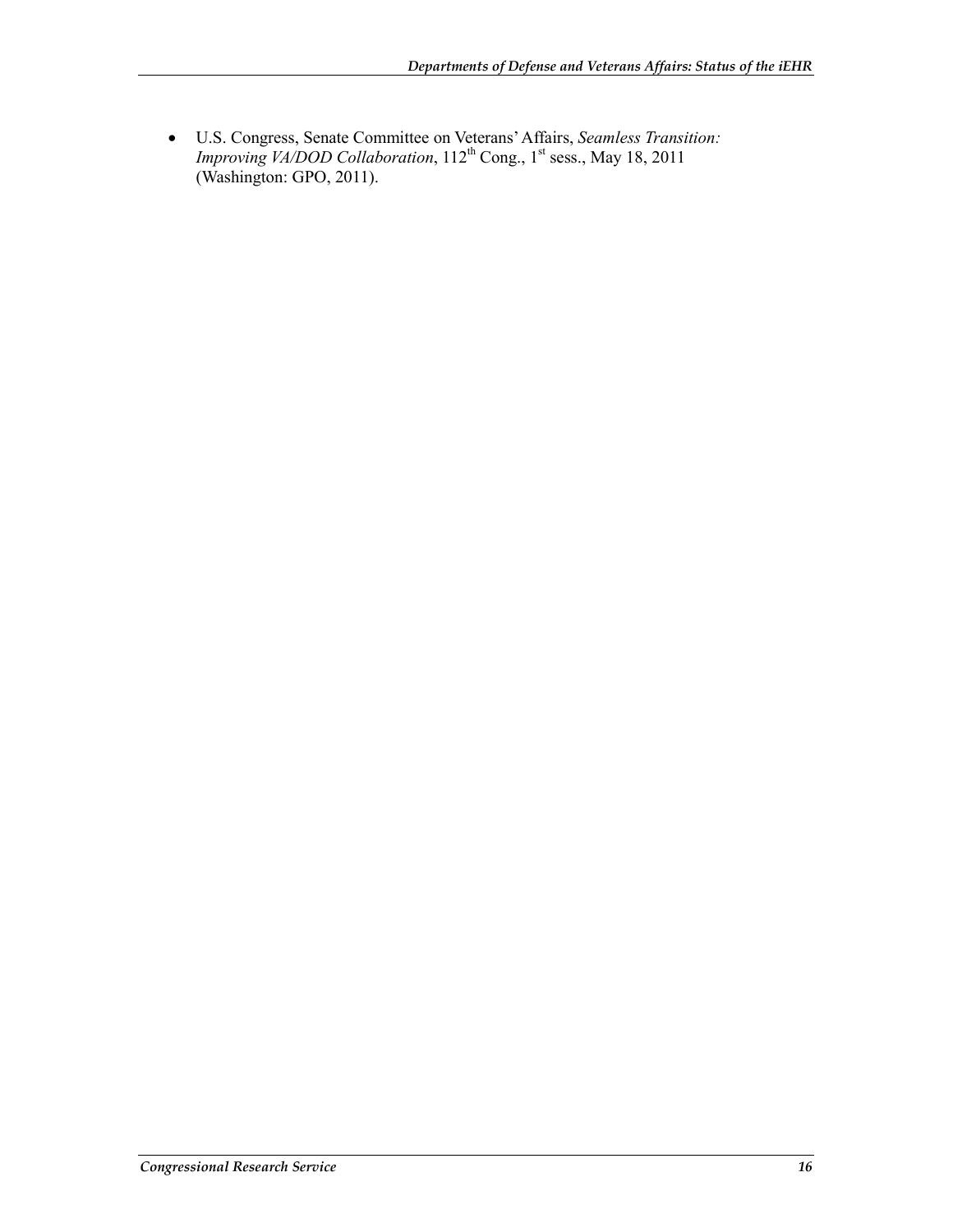- U.S. Congress, Senate Committee on Veterans' Affairs, *Seamless Transition: Improving VA/DOD Collaboration*, 112th Cong., 1st sess., May 18, 2011 (Washington: GPO, 2011).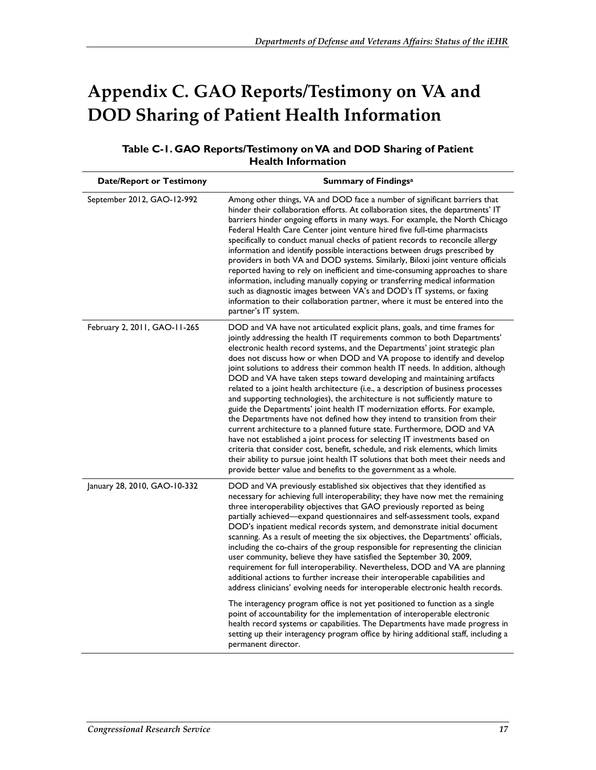# Appendix C. GAO Reports/Testimony on VA and DOD Sharing of Patient Health Information

**Table C-1. GAO Reports/Testimony on VA and DOD Sharing of Patient Health Information**

| Date/Report or Testimony | Summary of Findings[a] |
|---|---|
| September 2012, GAO-12-992 | Among other things, VA and DOD face a number of significant barriers that hinder their collaboration efforts. At collaboration sites, the departments' IT barriers hinder ongoing efforts in many ways. For example, the North Chicago Federal Health Care Center joint venture hired five full-time pharmacists specifically to conduct manual checks of patient records to reconcile allergy information and identify possible interactions between drugs prescribed by providers in both VA and DOD systems. Similarly, Biloxi joint venture officials reported having to rely on inefficient and time-consuming approaches to share information, including manually copying or transferring medical information such as diagnostic images between VA's and DOD's IT systems, or faxing information to their collaboration partner, where it must be entered into the partner's IT system. |
| February 2, 2011, GAO-11-265 | DOD and VA have not articulated explicit plans, goals, and time frames for jointly addressing the health IT requirements common to both Departments' electronic health record systems, and the Departments' joint strategic plan does not discuss how or when DOD and VA propose to identify and develop joint solutions to address their common health IT needs. In addition, although DOD and VA have taken steps toward developing and maintaining artifacts related to a joint health architecture (i.e., a description of business processes and supporting technologies), the architecture is not sufficiently mature to guide the Departments' joint health IT modernization efforts. For example, the Departments have not defined how they intend to transition from their current architecture to a planned future state. Furthermore, DOD and VA have not established a joint process for selecting IT investments based on criteria that consider cost, benefit, schedule, and risk elements, which limits their ability to pursue joint health IT solutions that both meet their needs and provide better value and benefits to the government as a whole. |
| January 28, 2010, GAO-10-332 | DOD and VA previously established six objectives that they identified as necessary for achieving full interoperability; they have now met the remaining three interoperability objectives that GAO previously reported as being partially achieved—expand questionnaires and self-assessment tools, expand DOD's inpatient medical records system, and demonstrate initial document scanning. As a result of meeting the six objectives, the Departments' officials, including the co-chairs of the group responsible for representing the clinician user community, believe they have satisfied the September 30, 2009, requirement for full interoperability. Nevertheless, DOD and VA are planning additional actions to further increase their interoperable capabilities and address clinicians' evolving needs for interoperable electronic health records. The interagency program office is not yet positioned to function as a single point of accountability for the implementation of interoperable electronic health record systems or capabilities. The Departments have made progress in setting up their interagency program office by hiring additional staff, including a permanent director. |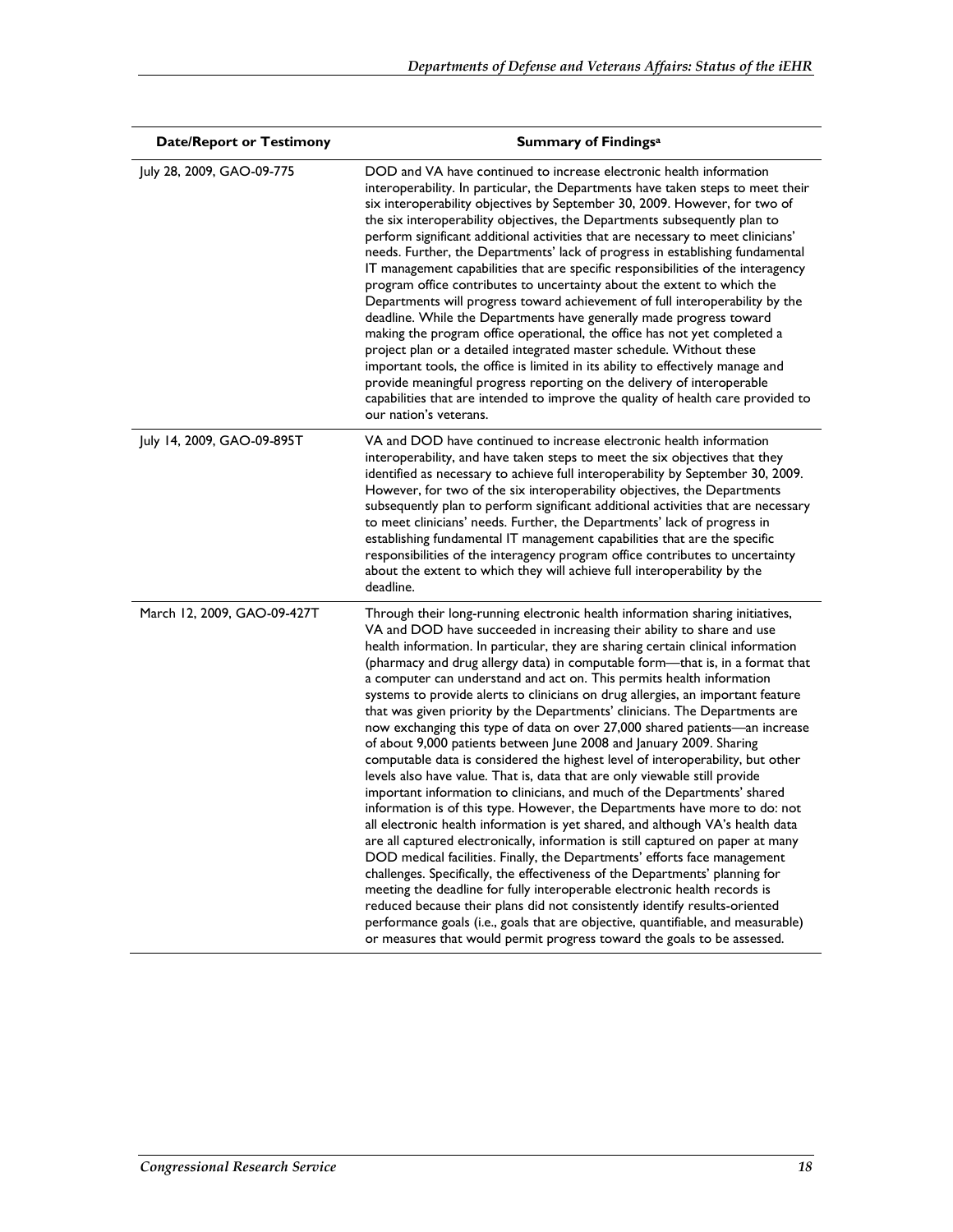| Date/Report or Testimony | Summary of Findings[a] |
|---|---|
| July 28, 2009, GAO-09-775 | DOD and VA have continued to increase electronic health information interoperability. In particular, the Departments have taken steps to meet their six interoperability objectives by September 30, 2009. However, for two of the six interoperability objectives, the Departments subsequently plan to perform significant additional activities that are necessary to meet clinicians' needs. Further, the Departments' lack of progress in establishing fundamental IT management capabilities that are specific responsibilities of the interagency program office contributes to uncertainty about the extent to which the Departments will progress toward achievement of full interoperability by the deadline. While the Departments have generally made progress toward making the program office operational, the office has not yet completed a project plan or a detailed integrated master schedule. Without these important tools, the office is limited in its ability to effectively manage and provide meaningful progress reporting on the delivery of interoperable capabilities that are intended to improve the quality of health care provided to our nation's veterans. |
| July 14, 2009, GAO-09-895T | VA and DOD have continued to increase electronic health information interoperability, and have taken steps to meet the six objectives that they identified as necessary to achieve full interoperability by September 30, 2009. However, for two of the six interoperability objectives, the Departments subsequently plan to perform significant additional activities that are necessary to meet clinicians' needs. Further, the Departments' lack of progress in establishing fundamental IT management capabilities that are the specific responsibilities of the interagency program office contributes to uncertainty about the extent to which they will achieve full interoperability by the deadline. |
| March 12, 2009, GAO-09-427T | Through their long-running electronic health information sharing initiatives, VA and DOD have succeeded in increasing their ability to share and use health information. In particular, they are sharing certain clinical information (pharmacy and drug allergy data) in computable form—that is, in a format that a computer can understand and act on. This permits health information systems to provide alerts to clinicians on drug allergies, an important feature that was given priority by the Departments' clinicians. The Departments are now exchanging this type of data on over 27,000 shared patients—an increase of about 9,000 patients between June 2008 and January 2009. Sharing computable data is considered the highest level of interoperability, but other levels also have value. That is, data that are only viewable still provide important information to clinicians, and much of the Departments' shared information is of this type. However, the Departments have more to do: not all electronic health information is yet shared, and although VA's health data are all captured electronically, information is still captured on paper at many DOD medical facilities. Finally, the Departments' efforts face management challenges. Specifically, the effectiveness of the Departments' planning for meeting the deadline for fully interoperable electronic health records is reduced because their plans did not consistently identify results-oriented performance goals (i.e., goals that are objective, quantifiable, and measurable) or measures that would permit progress toward the goals to be assessed. |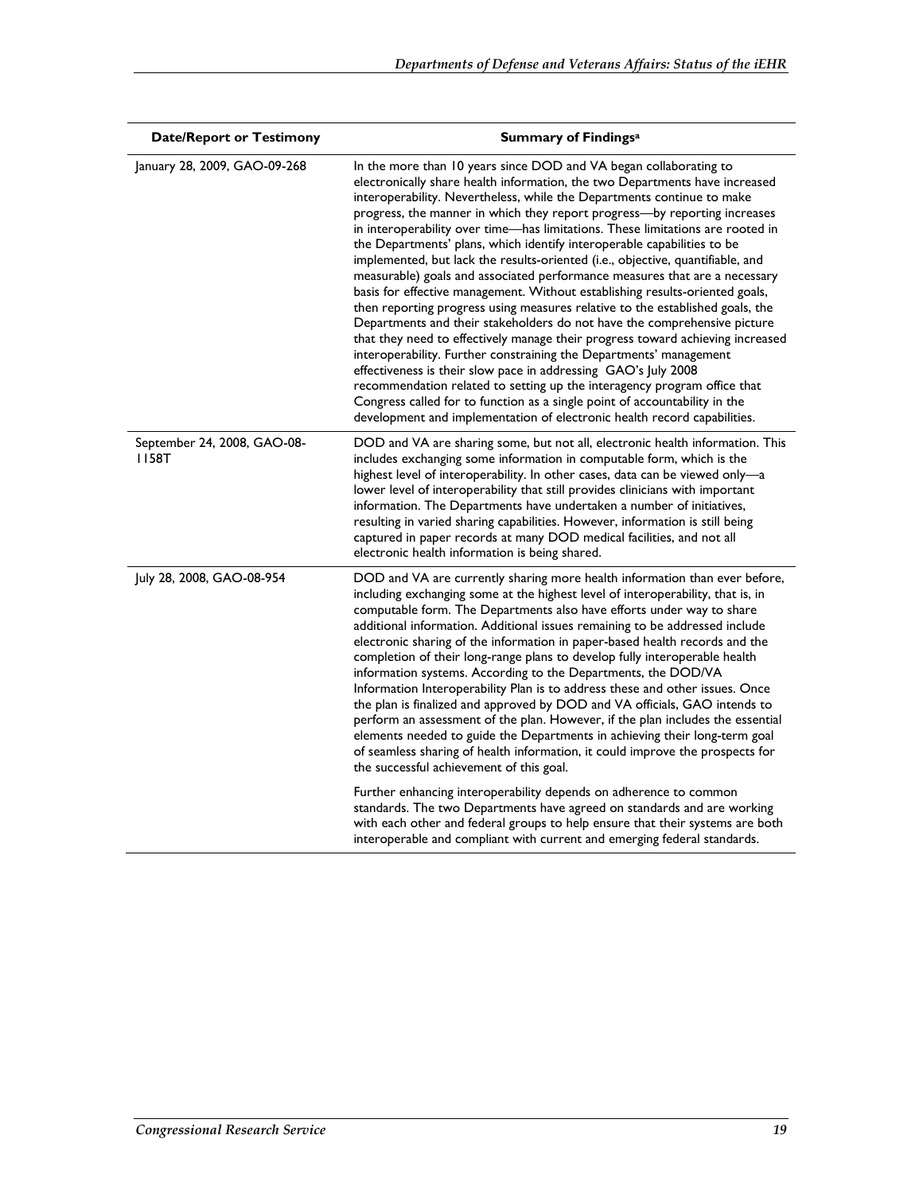| Date/Report or Testimony | Summary of Findings[a] |
|---|---|
| January 28, 2009, GAO-09-268 | In the more than 10 years since DOD and VA began collaborating to electronically share health information, the two Departments have increased interoperability. Nevertheless, while the Departments continue to make progress, the manner in which they report progress—by reporting increases in interoperability over time—has limitations. These limitations are rooted in the Departments' plans, which identify interoperable capabilities to be implemented, but lack the results-oriented (i.e., objective, quantifiable, and measurable) goals and associated performance measures that are a necessary basis for effective management. Without establishing results-oriented goals, then reporting progress using measures relative to the established goals, the Departments and their stakeholders do not have the comprehensive picture that they need to effectively manage their progress toward achieving increased interoperability. Further constraining the Departments' management effectiveness is their slow pace in addressing GAO's July 2008 recommendation related to setting up the interagency program office that Congress called for to function as a single point of accountability in the development and implementation of electronic health record capabilities. |
| September 24, 2008, GAO-08-1158T | DOD and VA are sharing some, but not all, electronic health information. This includes exchanging some information in computable form, which is the highest level of interoperability. In other cases, data can be viewed only—a lower level of interoperability that still provides clinicians with important information. The Departments have undertaken a number of initiatives, resulting in varied sharing capabilities. However, information is still being captured in paper records at many DOD medical facilities, and not all electronic health information is being shared. |
| July 28, 2008, GAO-08-954 | DOD and VA are currently sharing more health information than ever before, including exchanging some at the highest level of interoperability, that is, in computable form. The Departments also have efforts under way to share additional information. Additional issues remaining to be addressed include electronic sharing of the information in paper-based health records and the completion of their long-range plans to develop fully interoperable health information systems. According to the Departments, the DOD/VA Information Interoperability Plan is to address these and other issues. Once the plan is finalized and approved by DOD and VA officials, GAO intends to perform an assessment of the plan. However, if the plan includes the essential elements needed to guide the Departments in achieving their long-term goal of seamless sharing of health information, it could improve the prospects for the successful achievement of this goal.<br><br>Further enhancing interoperability depends on adherence to common standards. The two Departments have agreed on standards and are working with each other and federal groups to help ensure that their systems are both interoperable and compliant with current and emerging federal standards. |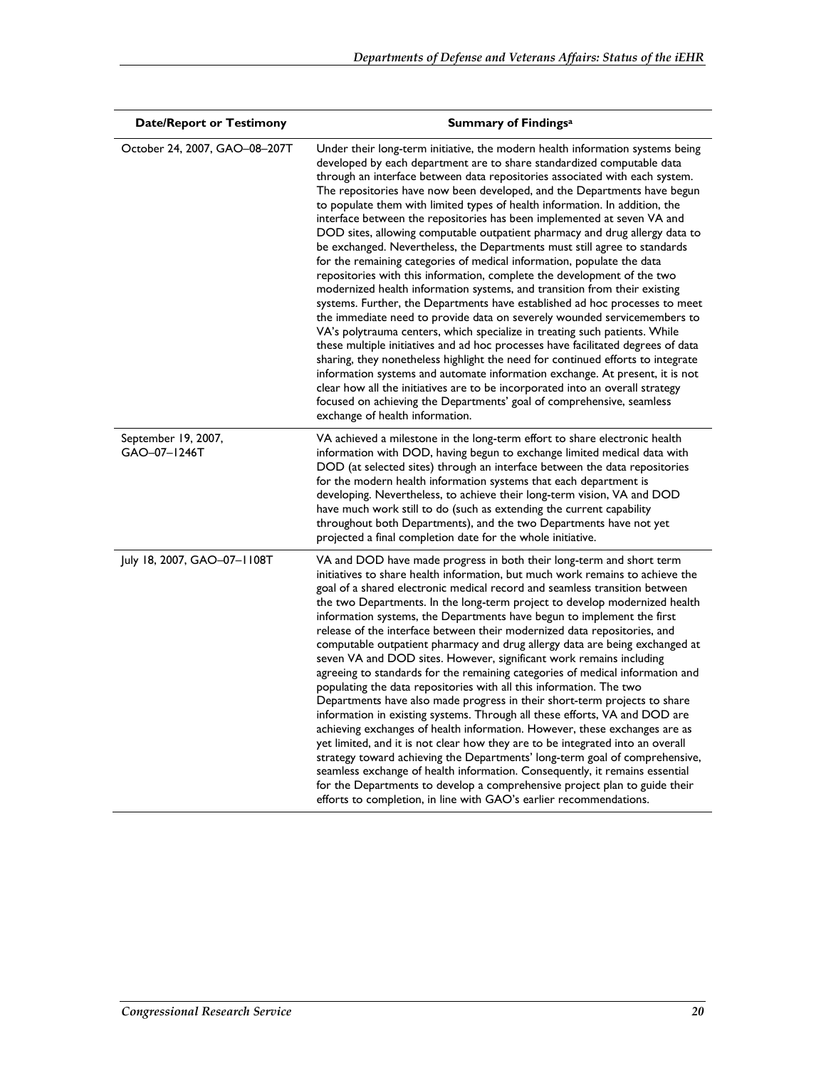| Date/Report or Testimony | Summary of Findings[a] |
| --- | --- |
| October 24, 2007, GAO–08–207T | Under their long-term initiative, the modern health information systems being developed by each department are to share standardized computable data through an interface between data repositories associated with each system. The repositories have now been developed, and the Departments have begun to populate them with limited types of health information. In addition, the interface between the repositories has been implemented at seven VA and DOD sites, allowing computable outpatient pharmacy and drug allergy data to be exchanged. Nevertheless, the Departments must still agree to standards for the remaining categories of medical information, populate the data repositories with this information, complete the development of the two modernized health information systems, and transition from their existing systems. Further, the Departments have established ad hoc processes to meet the immediate need to provide data on severely wounded servicemembers to VA's polytrauma centers, which specialize in treating such patients. While these multiple initiatives and ad hoc processes have facilitated degrees of data sharing, they nonetheless highlight the need for continued efforts to integrate information systems and automate information exchange. At present, it is not clear how all the initiatives are to be incorporated into an overall strategy focused on achieving the Departments' goal of comprehensive, seamless exchange of health information. |
| September 19, 2007, GAO–07–1246T | VA achieved a milestone in the long-term effort to share electronic health information with DOD, having begun to exchange limited medical data with DOD (at selected sites) through an interface between the data repositories for the modern health information systems that each department is developing. Nevertheless, to achieve their long-term vision, VA and DOD have much work still to do (such as extending the current capability throughout both Departments), and the two Departments have not yet projected a final completion date for the whole initiative. |
| July 18, 2007, GAO–07–1108T | VA and DOD have made progress in both their long-term and short term initiatives to share health information, but much work remains to achieve the goal of a shared electronic medical record and seamless transition between the two Departments. In the long-term project to develop modernized health information systems, the Departments have begun to implement the first release of the interface between their modernized data repositories, and computable outpatient pharmacy and drug allergy data are being exchanged at seven VA and DOD sites. However, significant work remains including agreeing to standards for the remaining categories of medical information and populating the data repositories with all this information. The two Departments have also made progress in their short-term projects to share information in existing systems. Through all these efforts, VA and DOD are achieving exchanges of health information. However, these exchanges are as yet limited, and it is not clear how they are to be integrated into an overall strategy toward achieving the Departments' long-term goal of comprehensive, seamless exchange of health information. Consequently, it remains essential for the Departments to develop a comprehensive project plan to guide their efforts to completion, in line with GAO's earlier recommendations. |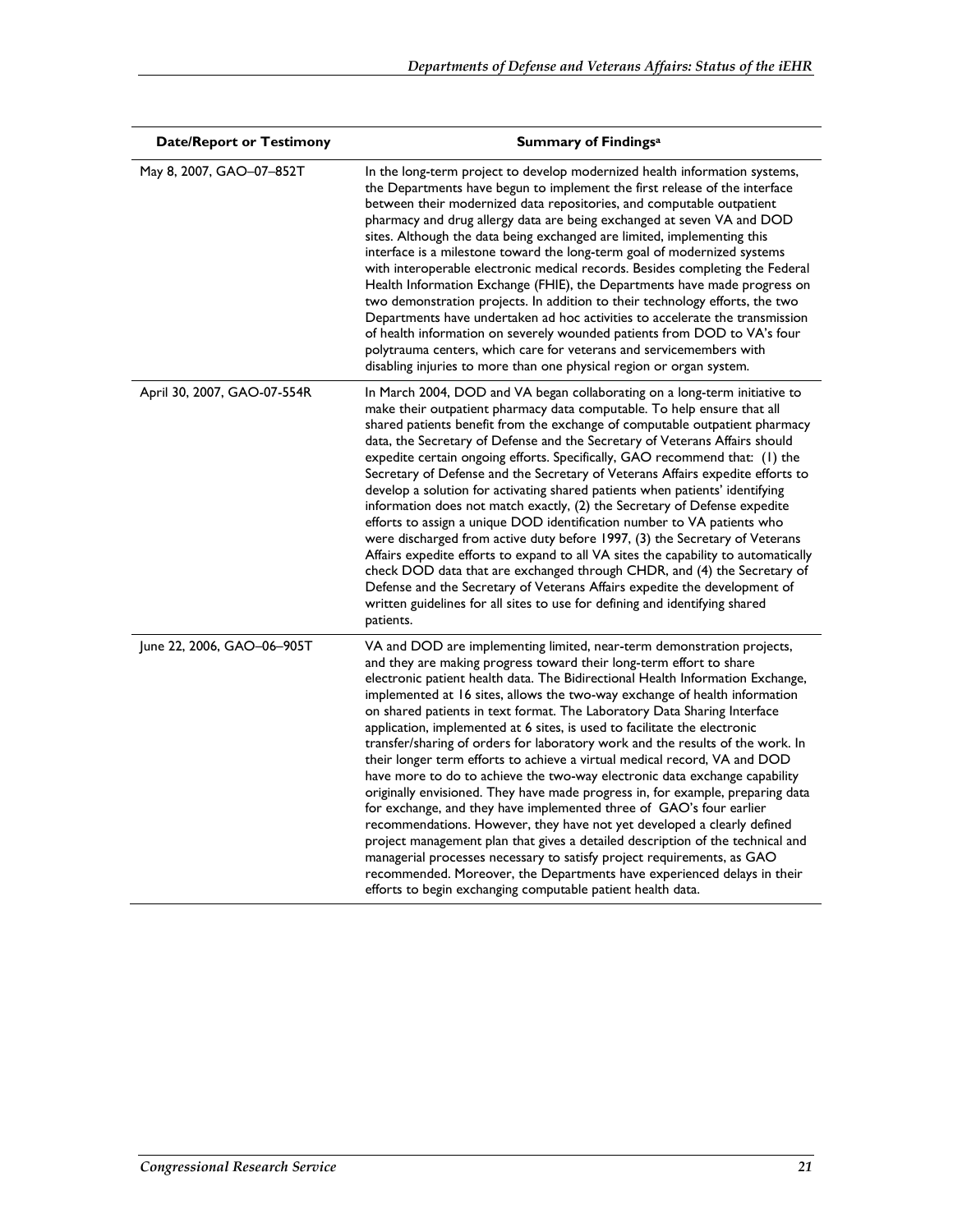| Date/Report or Testimony | Summary of Findings[a] |
| --- | --- |
| May 8, 2007, GAO–07–852T | In the long-term project to develop modernized health information systems, the Departments have begun to implement the first release of the interface between their modernized data repositories, and computable outpatient pharmacy and drug allergy data are being exchanged at seven VA and DOD sites. Although the data being exchanged are limited, implementing this interface is a milestone toward the long-term goal of modernized systems with interoperable electronic medical records. Besides completing the Federal Health Information Exchange (FHIE), the Departments have made progress on two demonstration projects. In addition to their technology efforts, the two Departments have undertaken ad hoc activities to accelerate the transmission of health information on severely wounded patients from DOD to VA's four polytrauma centers, which care for veterans and servicemembers with disabling injuries to more than one physical region or organ system. |
| April 30, 2007, GAO-07-554R | In March 2004, DOD and VA began collaborating on a long-term initiative to make their outpatient pharmacy data computable. To help ensure that all shared patients benefit from the exchange of computable outpatient pharmacy data, the Secretary of Defense and the Secretary of Veterans Affairs should expedite certain ongoing efforts. Specifically, GAO recommend that: (1) the Secretary of Defense and the Secretary of Veterans Affairs expedite efforts to develop a solution for activating shared patients when patients' identifying information does not match exactly, (2) the Secretary of Defense expedite efforts to assign a unique DOD identification number to VA patients who were discharged from active duty before 1997, (3) the Secretary of Veterans Affairs expedite efforts to expand to all VA sites the capability to automatically check DOD data that are exchanged through CHDR, and (4) the Secretary of Defense and the Secretary of Veterans Affairs expedite the development of written guidelines for all sites to use for defining and identifying shared patients. |
| June 22, 2006, GAO–06–905T | VA and DOD are implementing limited, near-term demonstration projects, and they are making progress toward their long-term effort to share electronic patient health data. The Bidirectional Health Information Exchange, implemented at 16 sites, allows the two-way exchange of health information on shared patients in text format. The Laboratory Data Sharing Interface application, implemented at 6 sites, is used to facilitate the electronic transfer/sharing of orders for laboratory work and the results of the work. In their longer term efforts to achieve a virtual medical record, VA and DOD have more to do to achieve the two-way electronic data exchange capability originally envisioned. They have made progress in, for example, preparing data for exchange, and they have implemented three of GAO's four earlier recommendations. However, they have not yet developed a clearly defined project management plan that gives a detailed description of the technical and managerial processes necessary to satisfy project requirements, as GAO recommended. Moreover, the Departments have experienced delays in their efforts to begin exchanging computable patient health data. |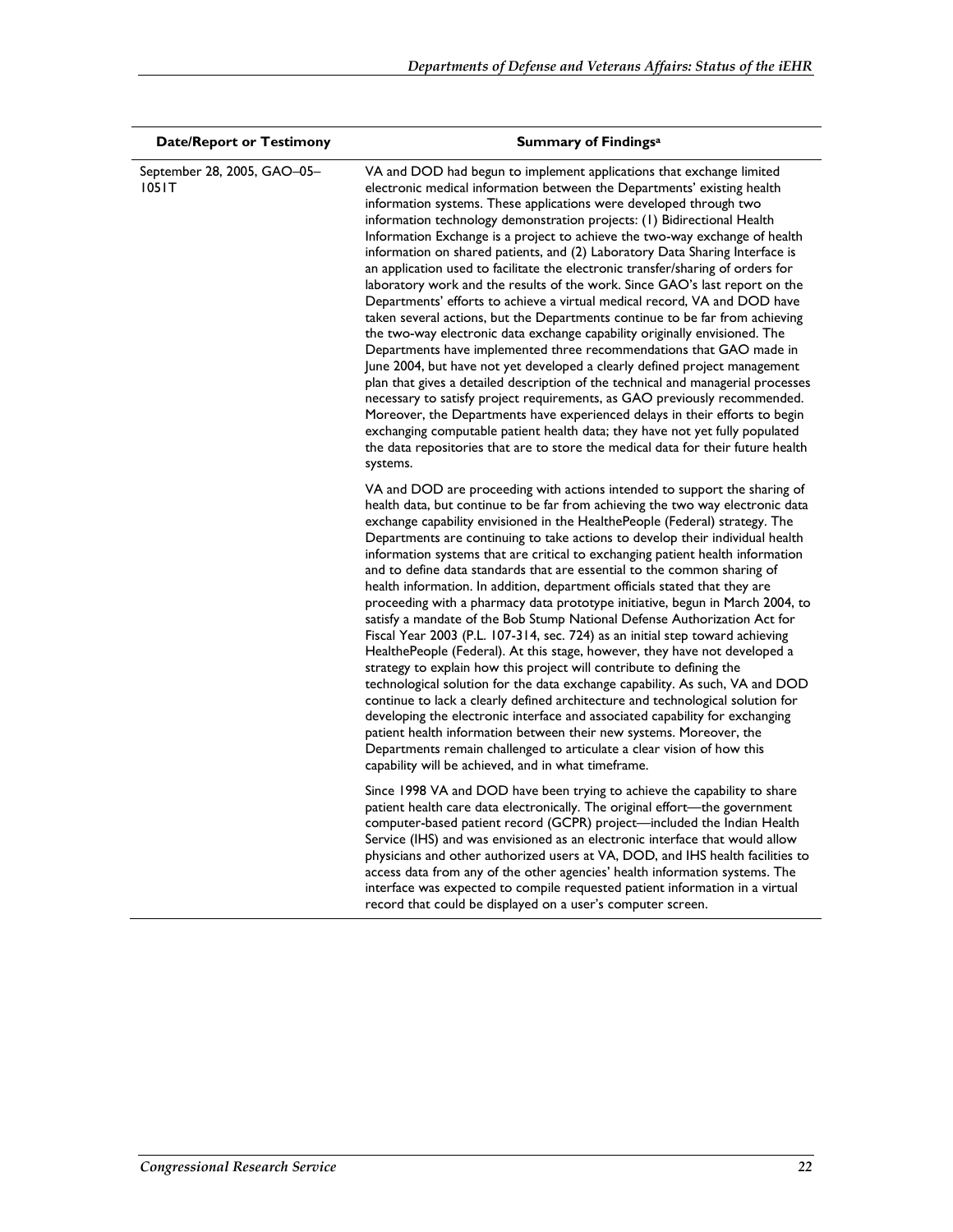| Date/Report or Testimony | Summary of Findings[a] |
| --- | --- |
| September 28, 2005, GAO–05–1051T | VA and DOD had begun to implement applications that exchange limited electronic medical information between the Departments' existing health information systems. These applications were developed through two information technology demonstration projects: (1) Bidirectional Health Information Exchange is a project to achieve the two-way exchange of health information on shared patients, and (2) Laboratory Data Sharing Interface is an application used to facilitate the electronic transfer/sharing of orders for laboratory work and the results of the work. Since GAO's last report on the Departments' efforts to achieve a virtual medical record, VA and DOD have taken several actions, but the Departments continue to be far from achieving the two-way electronic data exchange capability originally envisioned. The Departments have implemented three recommendations that GAO made in June 2004, but have not yet developed a clearly defined project management plan that gives a detailed description of the technical and managerial processes necessary to satisfy project requirements, as GAO previously recommended. Moreover, the Departments have experienced delays in their efforts to begin exchanging computable patient health data; they have not yet fully populated the data repositories that are to store the medical data for their future health systems.<br><br>VA and DOD are proceeding with actions intended to support the sharing of health data, but continue to be far from achieving the two way electronic data exchange capability envisioned in the HealthePeople (Federal) strategy. The Departments are continuing to take actions to develop their individual health information systems that are critical to exchanging patient health information and to define data standards that are essential to the common sharing of health information. In addition, department officials stated that they are proceeding with a pharmacy data prototype initiative, begun in March 2004, to satisfy a mandate of the Bob Stump National Defense Authorization Act for Fiscal Year 2003 (P.L. 107-314, sec. 724) as an initial step toward achieving HealthePeople (Federal). At this stage, however, they have not developed a strategy to explain how this project will contribute to defining the technological solution for the data exchange capability. As such, VA and DOD continue to lack a clearly defined architecture and technological solution for developing the electronic interface and associated capability for exchanging patient health information between their new systems. Moreover, the Departments remain challenged to articulate a clear vision of how this capability will be achieved, and in what timeframe.<br><br>Since 1998 VA and DOD have been trying to achieve the capability to share patient health care data electronically. The original effort—the government computer-based patient record (GCPR) project—included the Indian Health Service (IHS) and was envisioned as an electronic interface that would allow physicians and other authorized users at VA, DOD, and IHS health facilities to access data from any of the other agencies' health information systems. The interface was expected to compile requested patient information in a virtual record that could be displayed on a user's computer screen. |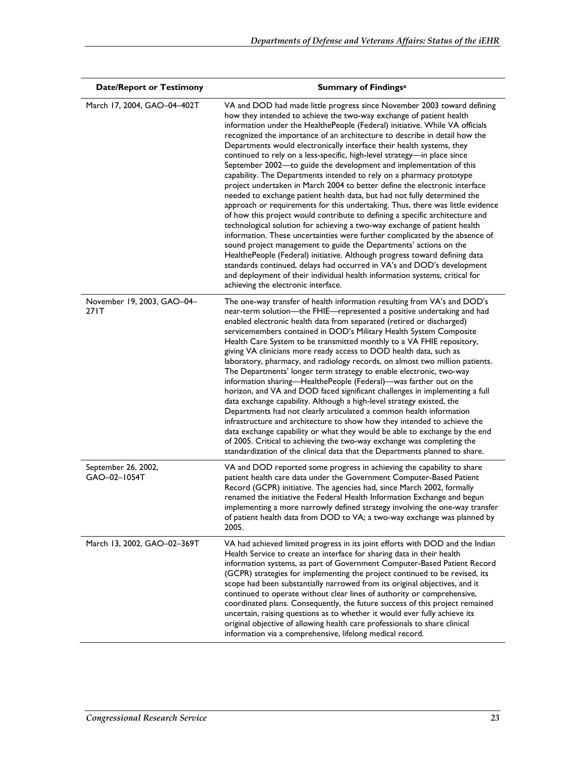| Date/Report or Testimony | Summary of Findings[a] |
|---|---|
| March 17, 2004, GAO–04–402T | VA and DOD had made little progress since November 2003 toward defining how they intended to achieve the two-way exchange of patient health information under the HealthePeople (Federal) initiative. While VA officials recognized the importance of an architecture to describe in detail how the Departments would electronically interface their health systems, they continued to rely on a less-specific, high-level strategy—in place since September 2002—to guide the development and implementation of this capability. The Departments intended to rely on a pharmacy prototype project undertaken in March 2004 to better define the electronic interface needed to exchange patient health data, but had not fully determined the approach or requirements for this undertaking. Thus, there was little evidence of how this project would contribute to defining a specific architecture and technological solution for achieving a two-way exchange of patient health information. These uncertainties were further complicated by the absence of sound project management to guide the Departments' actions on the HealthePeople (Federal) initiative. Although progress toward defining data standards continued, delays had occurred in VA's and DOD's development and deployment of their individual health information systems, critical for achieving the electronic interface. |
| November 19, 2003, GAO–04–271T | The one-way transfer of health information resulting from VA's and DOD's near-term solution—the FHIE—represented a positive undertaking and had enabled electronic health data from separated (retired or discharged) servicemembers contained in DOD's Military Health System Composite Health Care System to be transmitted monthly to a VA FHIE repository, giving VA clinicians more ready access to DOD health data, such as laboratory, pharmacy, and radiology records, on almost two million patients. The Departments' longer term strategy to enable electronic, two-way information sharing—HealthePeople (Federal)—was farther out on the horizon, and VA and DOD faced significant challenges in implementing a full data exchange capability. Although a high-level strategy existed, the Departments had not clearly articulated a common health information infrastructure and architecture to show how they intended to achieve the data exchange capability or what they would be able to exchange by the end of 2005. Critical to achieving the two-way exchange was completing the standardization of the clinical data that the Departments planned to share. |
| September 26, 2002, GAO–02–1054T | VA and DOD reported some progress in achieving the capability to share patient health care data under the Government Computer-Based Patient Record (GCPR) initiative. The agencies had, since March 2002, formally renamed the initiative the Federal Health Information Exchange and begun implementing a more narrowly defined strategy involving the one-way transfer of patient health data from DOD to VA; a two-way exchange was planned by 2005. |
| March 13, 2002, GAO–02–369T | VA had achieved limited progress in its joint efforts with DOD and the Indian Health Service to create an interface for sharing data in their health information systems, as part of Government Computer-Based Patient Record (GCPR) strategies for implementing the project continued to be revised, its scope had been substantially narrowed from its original objectives, and it continued to operate without clear lines of authority or comprehensive, coordinated plans. Consequently, the future success of this project remained uncertain, raising questions as to whether it would ever fully achieve its original objective of allowing health care professionals to share clinical information via a comprehensive, lifelong medical record. |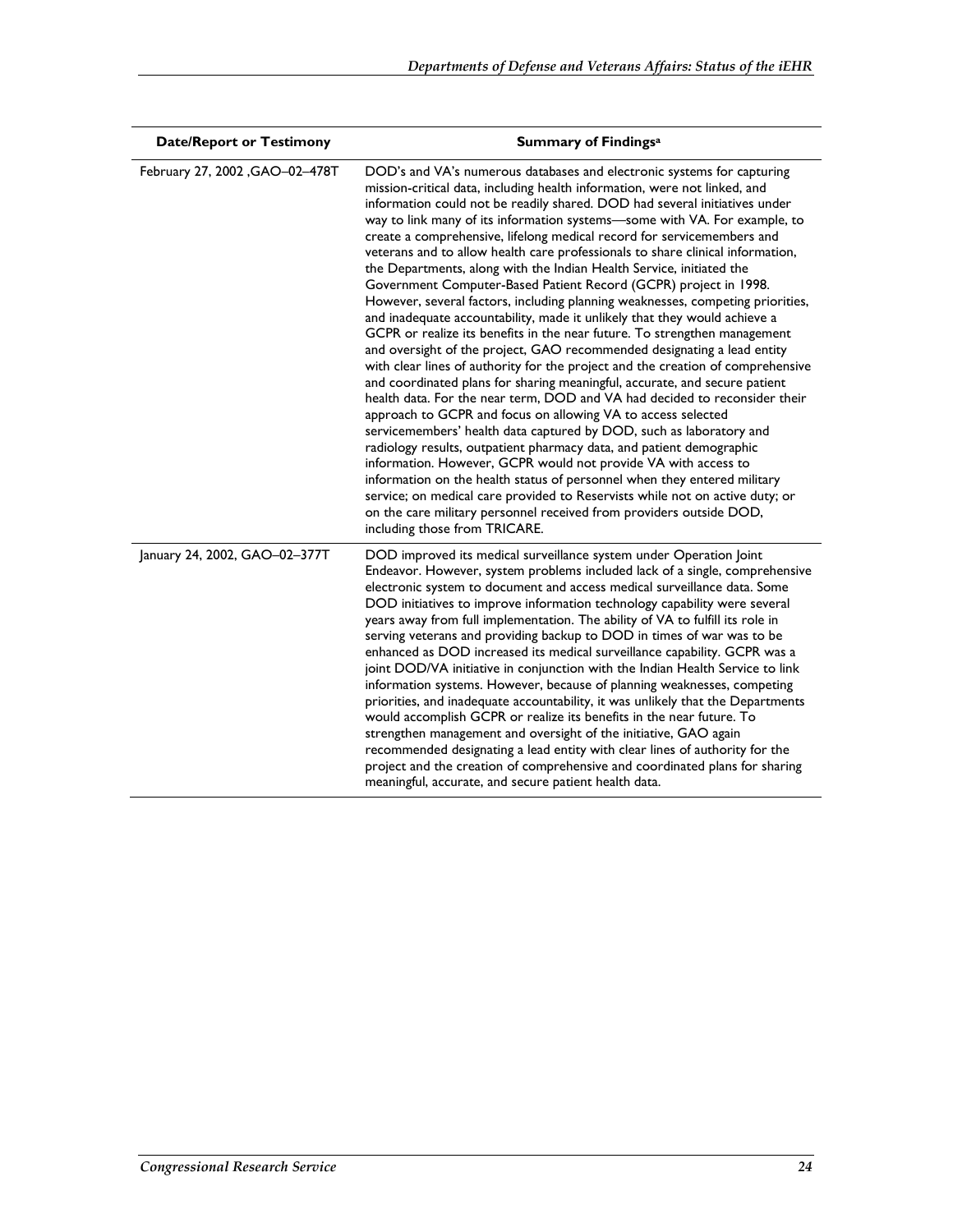| Date/Report or Testimony | Summary of Findings[a] |
| --- | --- |
| February 27, 2002 ,GAO–02–478T | DOD's and VA's numerous databases and electronic systems for capturing mission-critical data, including health information, were not linked, and information could not be readily shared. DOD had several initiatives under way to link many of its information systems—some with VA. For example, to create a comprehensive, lifelong medical record for servicemembers and veterans and to allow health care professionals to share clinical information, the Departments, along with the Indian Health Service, initiated the Government Computer-Based Patient Record (GCPR) project in 1998. However, several factors, including planning weaknesses, competing priorities, and inadequate accountability, made it unlikely that they would achieve a GCPR or realize its benefits in the near future. To strengthen management and oversight of the project, GAO recommended designating a lead entity with clear lines of authority for the project and the creation of comprehensive and coordinated plans for sharing meaningful, accurate, and secure patient health data. For the near term, DOD and VA had decided to reconsider their approach to GCPR and focus on allowing VA to access selected servicemembers' health data captured by DOD, such as laboratory and radiology results, outpatient pharmacy data, and patient demographic information. However, GCPR would not provide VA with access to information on the health status of personnel when they entered military service; on medical care provided to Reservists while not on active duty; or on the care military personnel received from providers outside DOD, including those from TRICARE. |
| January 24, 2002, GAO–02–377T | DOD improved its medical surveillance system under Operation Joint Endeavor. However, system problems included lack of a single, comprehensive electronic system to document and access medical surveillance data. Some DOD initiatives to improve information technology capability were several years away from full implementation. The ability of VA to fulfill its role in serving veterans and providing backup to DOD in times of war was to be enhanced as DOD increased its medical surveillance capability. GCPR was a joint DOD/VA initiative in conjunction with the Indian Health Service to link information systems. However, because of planning weaknesses, competing priorities, and inadequate accountability, it was unlikely that the Departments would accomplish GCPR or realize its benefits in the near future. To strengthen management and oversight of the initiative, GAO again recommended designating a lead entity with clear lines of authority for the project and the creation of comprehensive and coordinated plans for sharing meaningful, accurate, and secure patient health data. |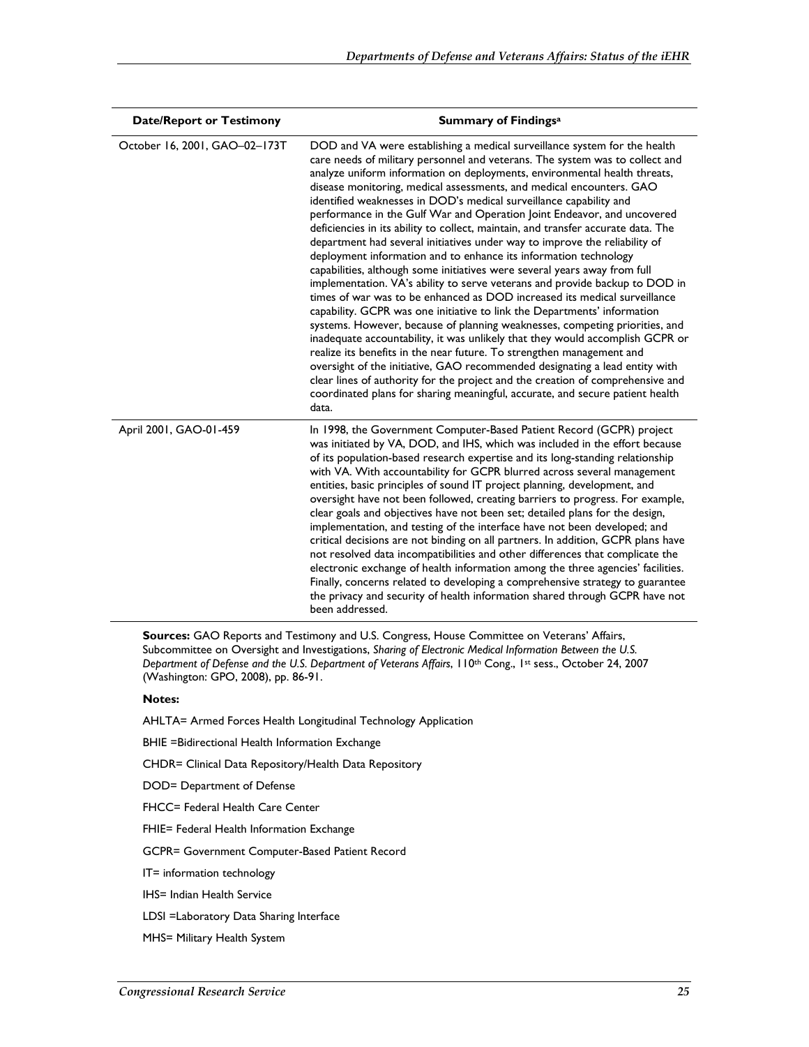| Date/Report or Testimony | Summary of Findings[a] |
| --- | --- |
| October 16, 2001, GAO–02–173T | DOD and VA were establishing a medical surveillance system for the health care needs of military personnel and veterans. The system was to collect and analyze uniform information on deployments, environmental health threats, disease monitoring, medical assessments, and medical encounters. GAO identified weaknesses in DOD's medical surveillance capability and performance in the Gulf War and Operation Joint Endeavor, and uncovered deficiencies in its ability to collect, maintain, and transfer accurate data. The department had several initiatives under way to improve the reliability of deployment information and to enhance its information technology capabilities, although some initiatives were several years away from full implementation. VA's ability to serve veterans and provide backup to DOD in times of war was to be enhanced as DOD increased its medical surveillance capability. GCPR was one initiative to link the Departments' information systems. However, because of planning weaknesses, competing priorities, and inadequate accountability, it was unlikely that they would accomplish GCPR or realize its benefits in the near future. To strengthen management and oversight of the initiative, GAO recommended designating a lead entity with clear lines of authority for the project and the creation of comprehensive and coordinated plans for sharing meaningful, accurate, and secure patient health data. |
| April 2001, GAO-01-459 | In 1998, the Government Computer-Based Patient Record (GCPR) project was initiated by VA, DOD, and IHS, which was included in the effort because of its population-based research expertise and its long-standing relationship with VA. With accountability for GCPR blurred across several management entities, basic principles of sound IT project planning, development, and oversight have not been followed, creating barriers to progress. For example, clear goals and objectives have not been set; detailed plans for the design, implementation, and testing of the interface have not been developed; and critical decisions are not binding on all partners. In addition, GCPR plans have not resolved data incompatibilities and other differences that complicate the electronic exchange of health information among the three agencies' facilities. Finally, concerns related to developing a comprehensive strategy to guarantee the privacy and security of health information shared through GCPR have not been addressed. |

**Sources:** GAO Reports and Testimony and U.S. Congress, House Committee on Veterans' Affairs, Subcommittee on Oversight and Investigations, *Sharing of Electronic Medical Information Between the U.S. Department of Defense and the U.S. Department of Veterans Affairs*, 110th Cong., 1st sess., October 24, 2007 (Washington: GPO, 2008), pp. 86-91.

**Notes:**

AHLTA= Armed Forces Health Longitudinal Technology Application

BHIE =Bidirectional Health Information Exchange

CHDR= Clinical Data Repository/Health Data Repository

DOD= Department of Defense

FHCC= Federal Health Care Center

FHIE= Federal Health Information Exchange

GCPR= Government Computer-Based Patient Record

IT= information technology

IHS= Indian Health Service

LDSI =Laboratory Data Sharing Interface

MHS= Military Health System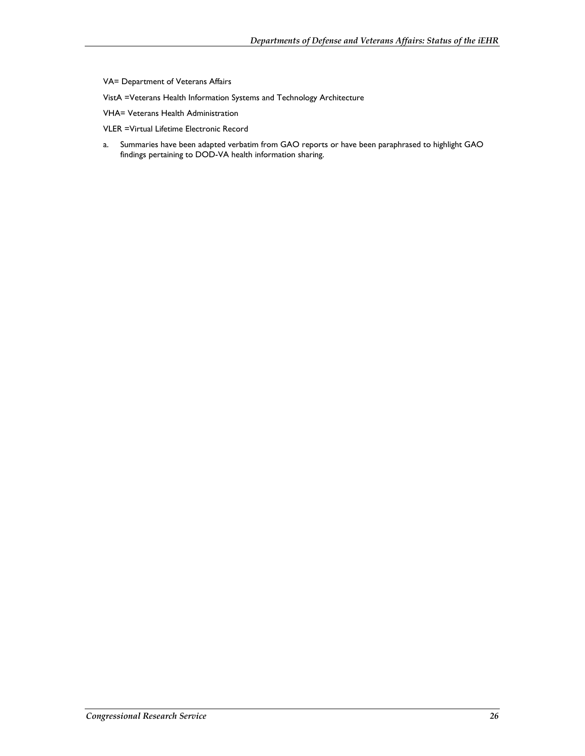VA= Department of Veterans Affairs

VistA =Veterans Health Information Systems and Technology Architecture

VHA= Veterans Health Administration

VLER =Virtual Lifetime Electronic Record

a. Summaries have been adapted verbatim from GAO reports or have been paraphrased to highlight GAO findings pertaining to DOD-VA health information sharing.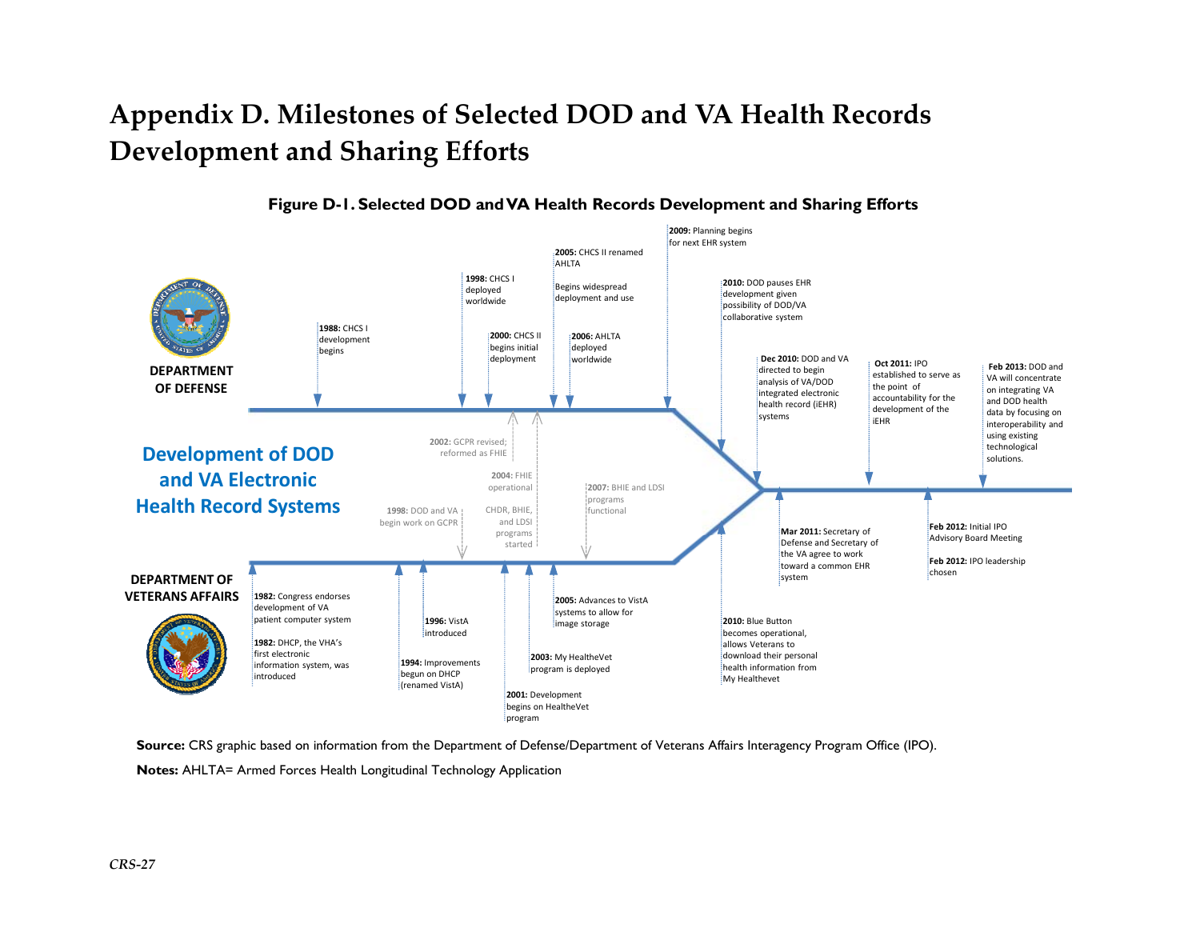# Appendix D. Milestones of Selected DOD and VA Health Records Development and Sharing Efforts

**Figure D-1. Selected DOD and VA Health Records Development and Sharing Efforts**

**Development of DOD and VA Electronic Health Record Systems**

**DEPARTMENT OF DEFENSE**

- **1988:** CHCS I development begins
- **1998:** CHCS I deployed worldwide
- **2000:** CHCS II begins initial deployment
- **2005:** CHCS II renamed AHLTA. Begins widespread deployment and use
- **2006:** AHLTA deployed worldwide
- **2009:** Planning begins for next EHR system
- **2010:** DOD pauses EHR development given possibility of DOD/VA collaborative system
- **Dec 2010:** DOD and VA directed to begin analysis of VA/DOD integrated electronic health record (iEHR) systems
- **Oct 2011:** IPO established to serve as the point of accountability for the development of the iEHR
- **Feb 2013:** DOD and VA will concentrate on integrating VA and DOD health data by focusing on interoperability and using existing technological solutions.

**Joint efforts**

- **1998:** DOD and VA begin work on GCPR
- **2002:** GCPR revised; reformed as FHIE
- **2004:** FHIE operational. CHDR, BHIE, and LDSI programs started
- **2007:** BHIE and LDSI programs functional
- **Mar 2011:** Secretary of Defense and Secretary of the VA agree to work toward a common EHR system
- **Feb 2012:** Initial IPO Advisory Board Meeting
- **Feb 2012:** IPO leadership chosen

**DEPARTMENT OF VETERANS AFFAIRS**

- **1982:** Congress endorses development of VA patient computer system
- **1982:** DHCP, the VHA's first electronic information system, was introduced
- **1994:** Improvements begun on DHCP (renamed VistA)
- **1996:** VistA introduced
- **2001:** Development begins on HealtheVet program
- **2003:** My HealtheVet program is deployed
- **2005:** Advances to VistA systems to allow for image storage
- **2010:** Blue Button becomes operational, allows Veterans to download their personal health information from My Healthevet

**Source:** CRS graphic based on information from the Department of Defense/Department of Veterans Affairs Interagency Program Office (IPO).

**Notes:** AHLTA= Armed Forces Health Longitudinal Technology Application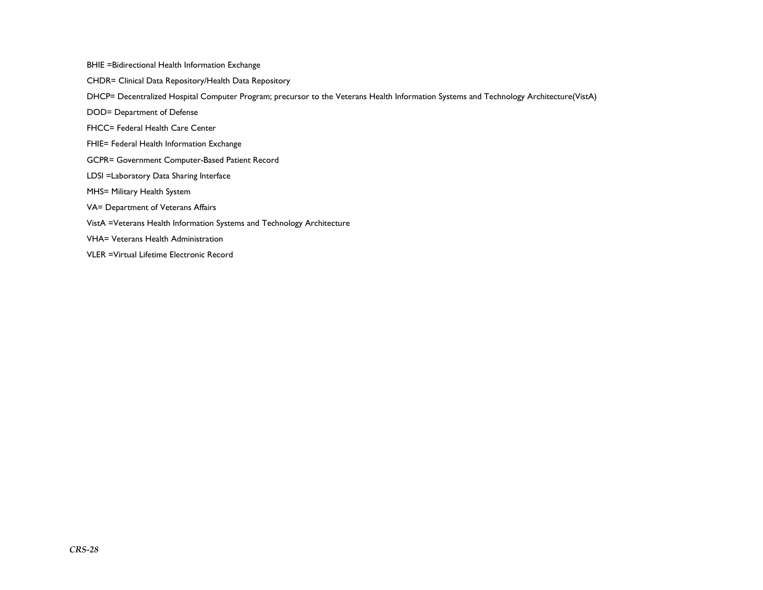BHIE =Bidirectional Health Information Exchange

CHDR= Clinical Data Repository/Health Data Repository

DHCP= Decentralized Hospital Computer Program; precursor to the Veterans Health Information Systems and Technology Architecture(VistA)

DOD= Department of Defense

FHCC= Federal Health Care Center

FHIE= Federal Health Information Exchange

GCPR= Government Computer-Based Patient Record

LDSI =Laboratory Data Sharing Interface

MHS= Military Health System

VA= Department of Veterans Affairs

VistA =Veterans Health Information Systems and Technology Architecture

VHA= Veterans Health Administration

VLER =Virtual Lifetime Electronic Record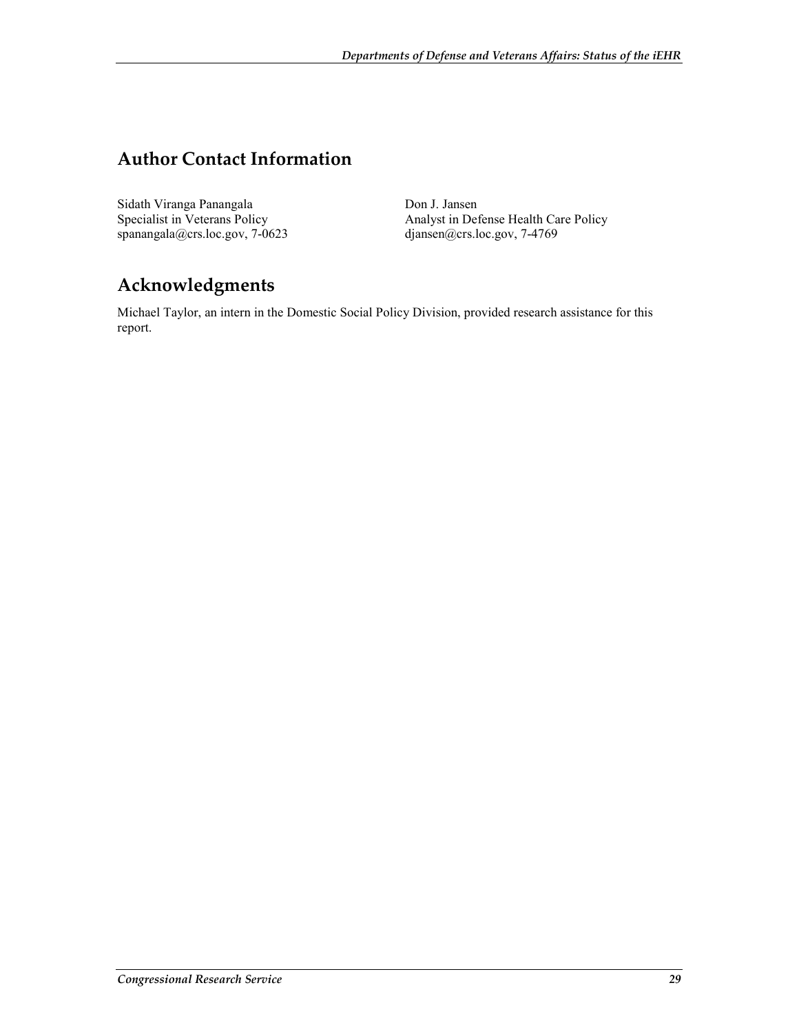## Author Contact Information

Sidath Viranga Panangala
Specialist in Veterans Policy
spanangala@crs.loc.gov, 7-0623

Don J. Jansen
Analyst in Defense Health Care Policy
djansen@crs.loc.gov, 7-4769

## Acknowledgments

Michael Taylor, an intern in the Domestic Social Policy Division, provided research assistance for this report.